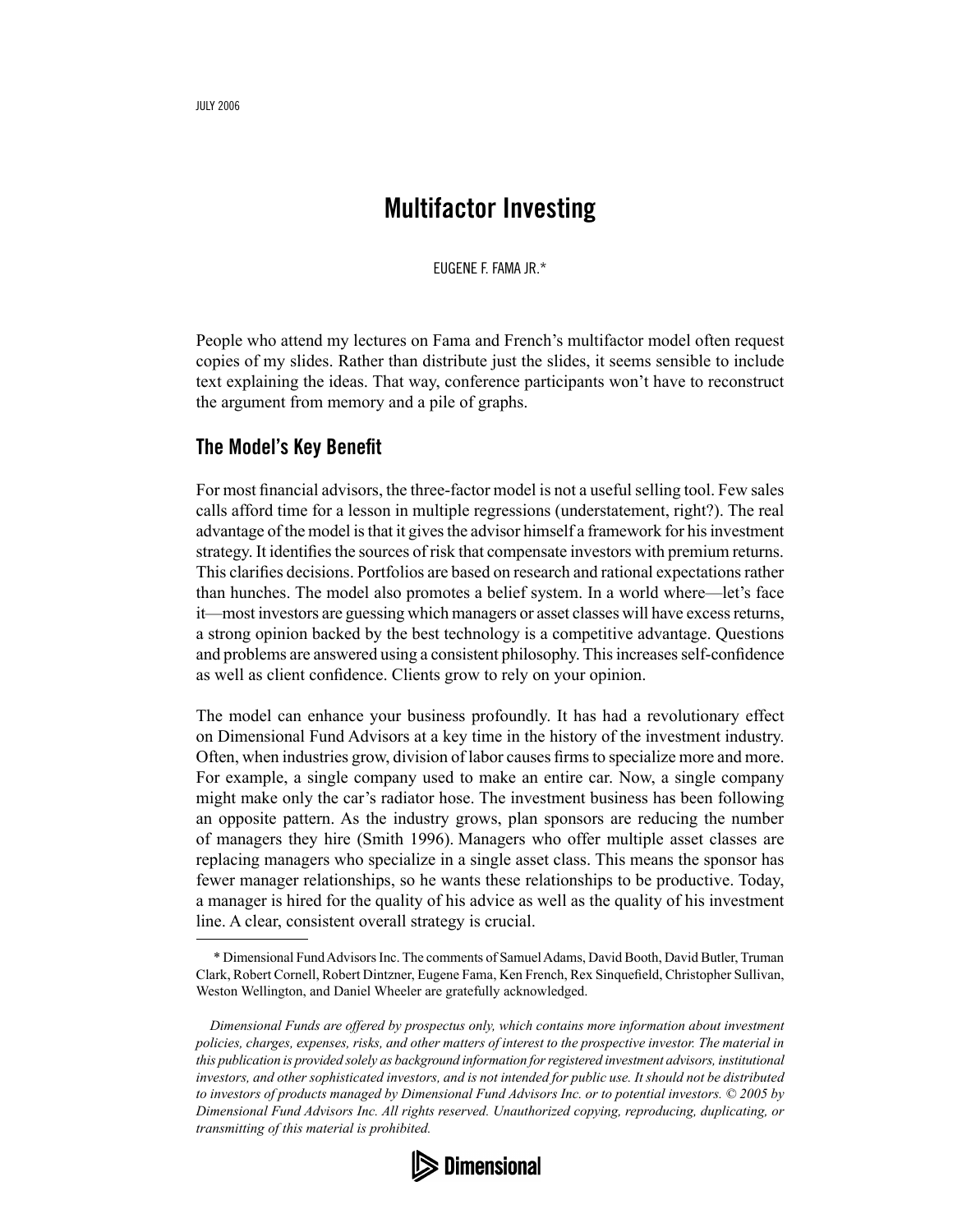JULY 2006

# Multifactor Investing

EUGENE F. FAMA JR.*

People who attend my lectures on Fama and French's multifactor model often request copies of my slides. Rather than distribute just the slides, it seems sensible to include text explaining the ideas. That way, conference participants won't have to reconstruct the argument from memory and a pile of graphs.

## The Model's Key Benefit

For most financial advisors, the three-factor model is not a useful selling tool. Few sales calls afford time for a lesson in multiple regressions (understatement, right?). The real advantage of the model is that it gives the advisor himself a framework for his investment strategy. It identifies the sources of risk that compensate investors with premium returns. This clarifies decisions. Portfolios are based on research and rational expectations rather than hunches. The model also promotes a belief system. In a world where—let's face it—most investors are guessing which managers or asset classes will have excess returns, a strong opinion backed by the best technology is a competitive advantage. Questions and problems are answered using a consistent philosophy. This increases self-confidence as well as client confidence. Clients grow to rely on your opinion.

The model can enhance your business profoundly. It has had a revolutionary effect on Dimensional Fund Advisors at a key time in the history of the investment industry. Often, when industries grow, division of labor causes firms to specialize more and more. For example, a single company used to make an entire car. Now, a single company might make only the car's radiator hose. The investment business has been following an opposite pattern. As the industry grows, plan sponsors are reducing the number of managers they hire (Smith 1996). Managers who offer multiple asset classes are replacing managers who specialize in a single asset class. This means the sponsor has fewer manager relationships, so he wants these relationships to be productive. Today, a manager is hired for the quality of his advice as well as the quality of his investment line. A clear, consistent overall strategy is crucial.

---

* Dimensional Fund Advisors Inc. The comments of Samuel Adams, David Booth, David Butler, Truman Clark, Robert Cornell, Robert Dintzner, Eugene Fama, Ken French, Rex Sinquefield, Christopher Sullivan, Weston Wellington, and Daniel Wheeler are gratefully acknowledged.

*Dimensional Funds are offered by prospectus only, which contains more information about investment policies, charges, expenses, risks, and other matters of interest to the prospective investor. The material in this publication is provided solely as background information for registered investment advisors, institutional investors, and other sophisticated investors, and is not intended for public use. It should not be distributed to investors of products managed by Dimensional Fund Advisors Inc. or to potential investors. © 2005 by Dimensional Fund Advisors Inc. All rights reserved. Unauthorized copying, reproducing, duplicating, or transmitting of this material is prohibited.*

Dimensional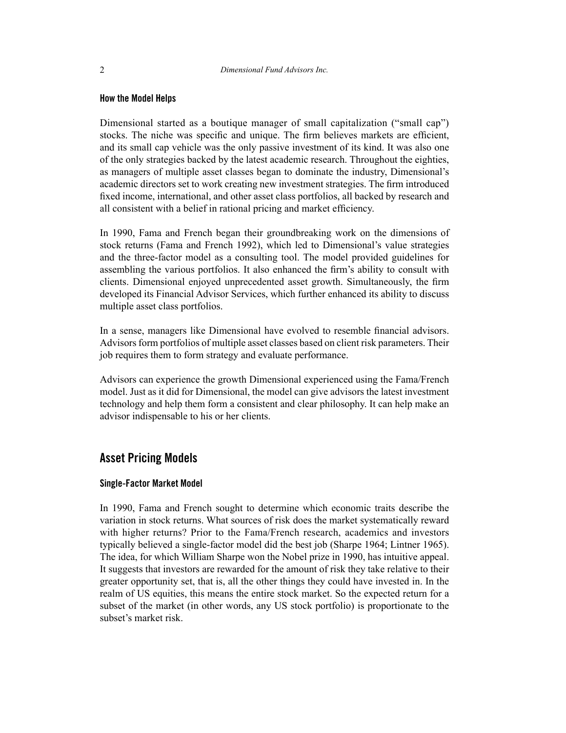### How the Model Helps

Dimensional started as a boutique manager of small capitalization ("small cap") stocks. The niche was specific and unique. The firm believes markets are efficient, and its small cap vehicle was the only passive investment of its kind. It was also one of the only strategies backed by the latest academic research. Throughout the eighties, as managers of multiple asset classes began to dominate the industry, Dimensional's academic directors set to work creating new investment strategies. The firm introduced fixed income, international, and other asset class portfolios, all backed by research and all consistent with a belief in rational pricing and market efficiency.

In 1990, Fama and French began their groundbreaking work on the dimensions of stock returns (Fama and French 1992), which led to Dimensional's value strategies and the three-factor model as a consulting tool. The model provided guidelines for assembling the various portfolios. It also enhanced the firm's ability to consult with clients. Dimensional enjoyed unprecedented asset growth. Simultaneously, the firm developed its Financial Advisor Services, which further enhanced its ability to discuss multiple asset class portfolios.

In a sense, managers like Dimensional have evolved to resemble financial advisors. Advisors form portfolios of multiple asset classes based on client risk parameters. Their job requires them to form strategy and evaluate performance.

Advisors can experience the growth Dimensional experienced using the Fama/French model. Just as it did for Dimensional, the model can give advisors the latest investment technology and help them form a consistent and clear philosophy. It can help make an advisor indispensable to his or her clients.

## Asset Pricing Models

### Single-Factor Market Model

In 1990, Fama and French sought to determine which economic traits describe the variation in stock returns. What sources of risk does the market systematically reward with higher returns? Prior to the Fama/French research, academics and investors typically believed a single-factor model did the best job (Sharpe 1964; Lintner 1965). The idea, for which William Sharpe won the Nobel prize in 1990, has intuitive appeal. It suggests that investors are rewarded for the amount of risk they take relative to their greater opportunity set, that is, all the other things they could have invested in. In the realm of US equities, this means the entire stock market. So the expected return for a subset of the market (in other words, any US stock portfolio) is proportionate to the subset's market risk.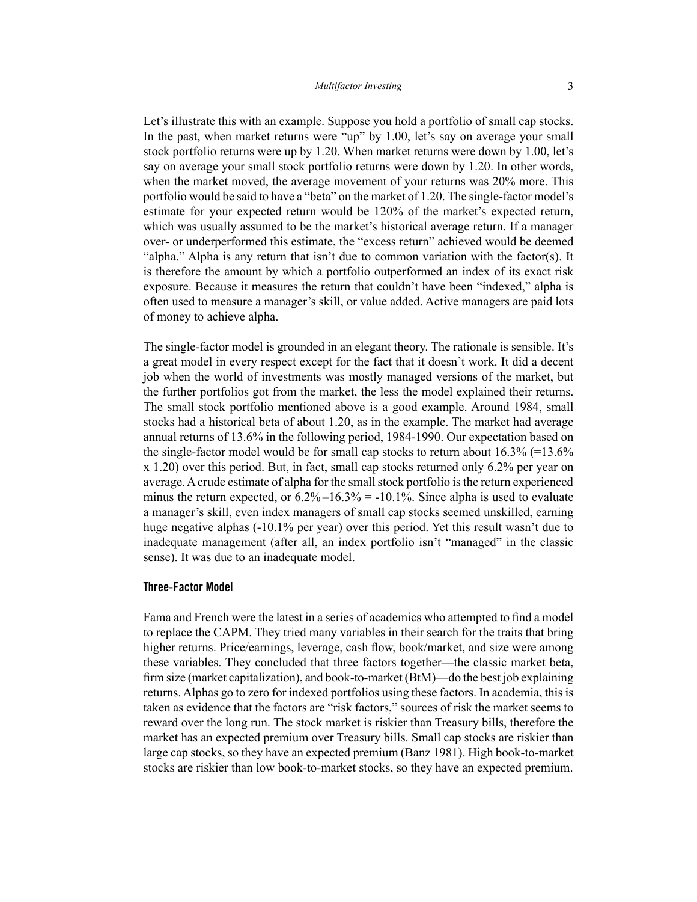Let's illustrate this with an example. Suppose you hold a portfolio of small cap stocks. In the past, when market returns were "up" by 1.00, let's say on average your small stock portfolio returns were up by 1.20. When market returns were down by 1.00, let's say on average your small stock portfolio returns were down by 1.20. In other words, when the market moved, the average movement of your returns was 20% more. This portfolio would be said to have a "beta" on the market of 1.20. The single-factor model's estimate for your expected return would be 120% of the market's expected return, which was usually assumed to be the market's historical average return. If a manager over- or underperformed this estimate, the "excess return" achieved would be deemed "alpha." Alpha is any return that isn't due to common variation with the factor(s). It is therefore the amount by which a portfolio outperformed an index of its exact risk exposure. Because it measures the return that couldn't have been "indexed," alpha is often used to measure a manager's skill, or value added. Active managers are paid lots of money to achieve alpha.

The single-factor model is grounded in an elegant theory. The rationale is sensible. It's a great model in every respect except for the fact that it doesn't work. It did a decent job when the world of investments was mostly managed versions of the market, but the further portfolios got from the market, the less the model explained their returns. The small stock portfolio mentioned above is a good example. Around 1984, small stocks had a historical beta of about 1.20, as in the example. The market had average annual returns of 13.6% in the following period, 1984-1990. Our expectation based on the single-factor model would be for small cap stocks to return about 16.3% (=13.6% x 1.20) over this period. But, in fact, small cap stocks returned only 6.2% per year on average. A crude estimate of alpha for the small stock portfolio is the return experienced minus the return expected, or 6.2%–16.3% = -10.1%. Since alpha is used to evaluate a manager's skill, even index managers of small cap stocks seemed unskilled, earning huge negative alphas (-10.1% per year) over this period. Yet this result wasn't due to inadequate management (after all, an index portfolio isn't "managed" in the classic sense). It was due to an inadequate model.

### Three-Factor Model

Fama and French were the latest in a series of academics who attempted to find a model to replace the CAPM. They tried many variables in their search for the traits that bring higher returns. Price/earnings, leverage, cash flow, book/market, and size were among these variables. They concluded that three factors together—the classic market beta, firm size (market capitalization), and book-to-market (BtM)—do the best job explaining returns. Alphas go to zero for indexed portfolios using these factors. In academia, this is taken as evidence that the factors are "risk factors," sources of risk the market seems to reward over the long run. The stock market is riskier than Treasury bills, therefore the market has an expected premium over Treasury bills. Small cap stocks are riskier than large cap stocks, so they have an expected premium (Banz 1981). High book-to-market stocks are riskier than low book-to-market stocks, so they have an expected premium.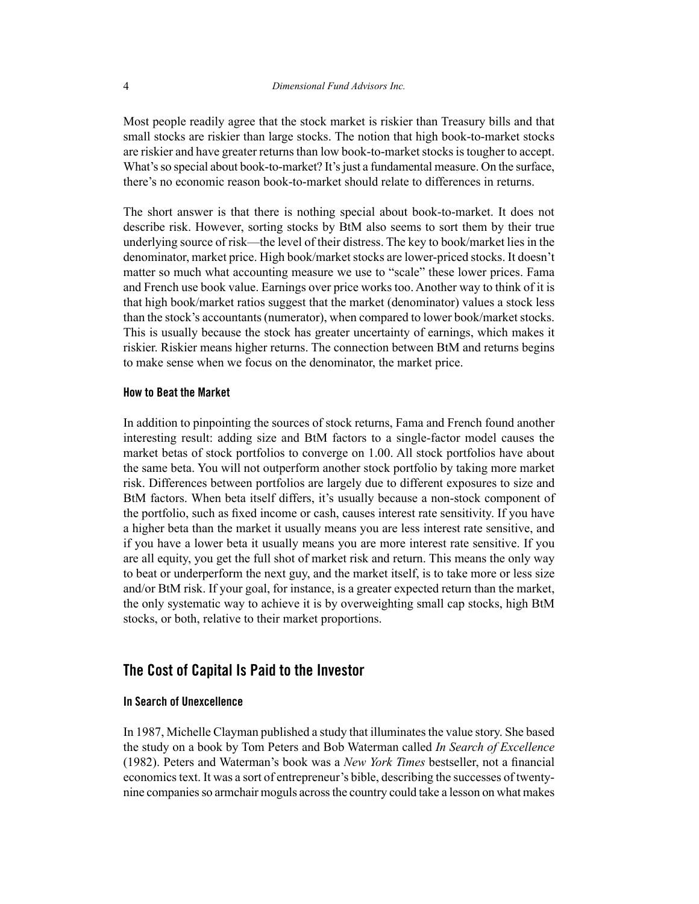Most people readily agree that the stock market is riskier than Treasury bills and that small stocks are riskier than large stocks. The notion that high book-to-market stocks are riskier and have greater returns than low book-to-market stocks is tougher to accept. What's so special about book-to-market? It's just a fundamental measure. On the surface, there's no economic reason book-to-market should relate to differences in returns.

The short answer is that there is nothing special about book-to-market. It does not describe risk. However, sorting stocks by BtM also seems to sort them by their true underlying source of risk—the level of their distress. The key to book/market lies in the denominator, market price. High book/market stocks are lower-priced stocks. It doesn't matter so much what accounting measure we use to "scale" these lower prices. Fama and French use book value. Earnings over price works too. Another way to think of it is that high book/market ratios suggest that the market (denominator) values a stock less than the stock's accountants (numerator), when compared to lower book/market stocks. This is usually because the stock has greater uncertainty of earnings, which makes it riskier. Riskier means higher returns. The connection between BtM and returns begins to make sense when we focus on the denominator, the market price.

#### How to Beat the Market

In addition to pinpointing the sources of stock returns, Fama and French found another interesting result: adding size and BtM factors to a single-factor model causes the market betas of stock portfolios to converge on 1.00. All stock portfolios have about the same beta. You will not outperform another stock portfolio by taking more market risk. Differences between portfolios are largely due to different exposures to size and BtM factors. When beta itself differs, it's usually because a non-stock component of the portfolio, such as fixed income or cash, causes interest rate sensitivity. If you have a higher beta than the market it usually means you are less interest rate sensitive, and if you have a lower beta it usually means you are more interest rate sensitive. If you are all equity, you get the full shot of market risk and return. This means the only way to beat or underperform the next guy, and the market itself, is to take more or less size and/or BtM risk. If your goal, for instance, is a greater expected return than the market, the only systematic way to achieve it is by overweighting small cap stocks, high BtM stocks, or both, relative to their market proportions.

## The Cost of Capital Is Paid to the Investor

#### In Search of Unexcellence

In 1987, Michelle Clayman published a study that illuminates the value story. She based the study on a book by Tom Peters and Bob Waterman called *In Search of Excellence* (1982). Peters and Waterman's book was a *New York Times* bestseller, not a financial economics text. It was a sort of entrepreneur's bible, describing the successes of twenty-nine companies so armchair moguls across the country could take a lesson on what makes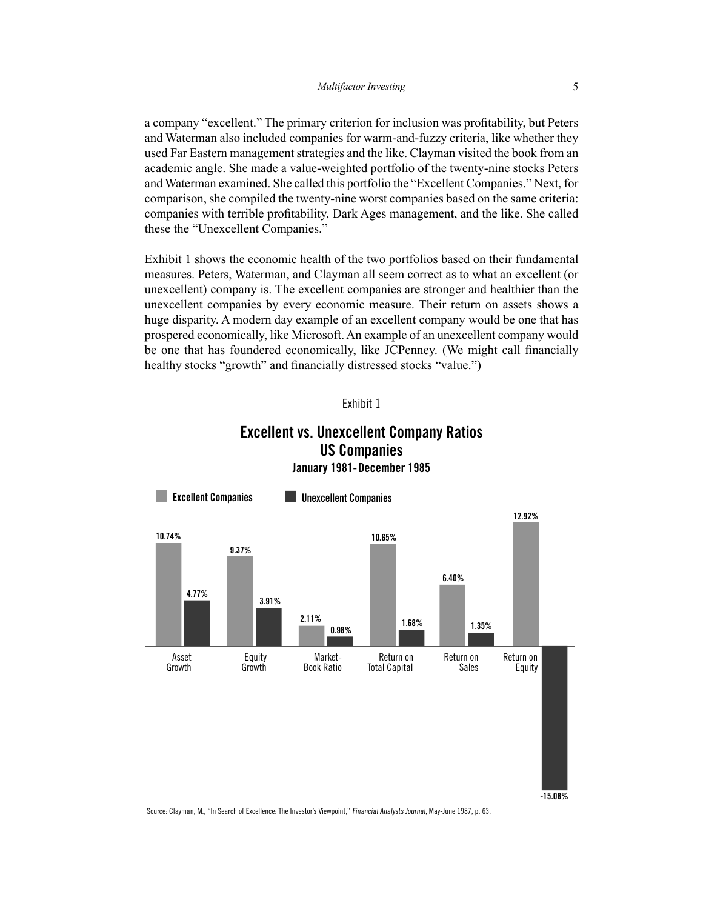a company "excellent." The primary criterion for inclusion was profitability, but Peters and Waterman also included companies for warm-and-fuzzy criteria, like whether they used Far Eastern management strategies and the like. Clayman visited the book from an academic angle. She made a value-weighted portfolio of the twenty-nine stocks Peters and Waterman examined. She called this portfolio the "Excellent Companies." Next, for comparison, she compiled the twenty-nine worst companies based on the same criteria: companies with terrible profitability, Dark Ages management, and the like. She called these the "Unexcellent Companies."

Exhibit 1 shows the economic health of the two portfolios based on their fundamental measures. Peters, Waterman, and Clayman all seem correct as to what an excellent (or unexcellent) company is. The excellent companies are stronger and healthier than the unexcellent companies by every economic measure. Their return on assets shows a huge disparity. A modern day example of an excellent company would be one that has prospered economically, like Microsoft. An example of an unexcellent company would be one that has foundered economically, like JCPenney. (We might call financially healthy stocks "growth" and financially distressed stocks "value.")

Exhibit 1

**Excellent vs. Unexcellent Company Ratios**
**US Companies**
**January 1981-December 1985**

| | Excellent Companies | Unexcellent Companies |
|---|---|---|
| Asset Growth | 10.74% | 4.77% |
| Equity Growth | 9.37% | 3.91% |
| Market-Book Ratio | 2.11% | 0.98% |
| Return on Total Capital | 10.65% | 1.68% |
| Return on Sales | 6.40% | 1.35% |
| Return on Equity | 12.92% | -15.08% |

Source: Clayman, M., "In Search of Excellence: The Investor's Viewpoint," *Financial Analysts Journal*, May-June 1987, p. 63.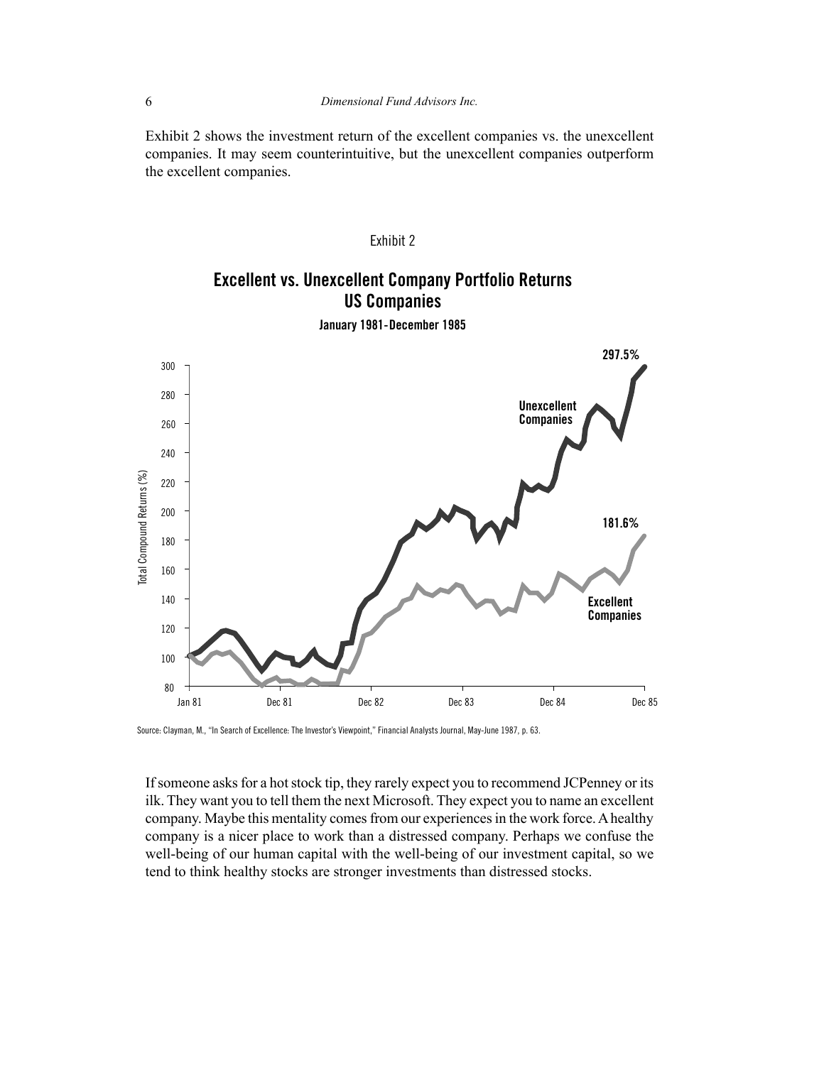Exhibit 2 shows the investment return of the excellent companies vs. the unexcellent companies. It may seem counterintuitive, but the unexcellent companies outperform the excellent companies.

Exhibit 2

**Excellent vs. Unexcellent Company Portfolio Returns**
**US Companies**
**January 1981-December 1985**

Source: Clayman, M., "In Search of Excellence: The Investor's Viewpoint," Financial Analysts Journal, May-June 1987, p. 63.

If someone asks for a hot stock tip, they rarely expect you to recommend JCPenney or its ilk. They want you to tell them the next Microsoft. They expect you to name an excellent company. Maybe this mentality comes from our experiences in the work force. A healthy company is a nicer place to work than a distressed company. Perhaps we confuse the well-being of our human capital with the well-being of our investment capital, so we tend to think healthy stocks are stronger investments than distressed stocks.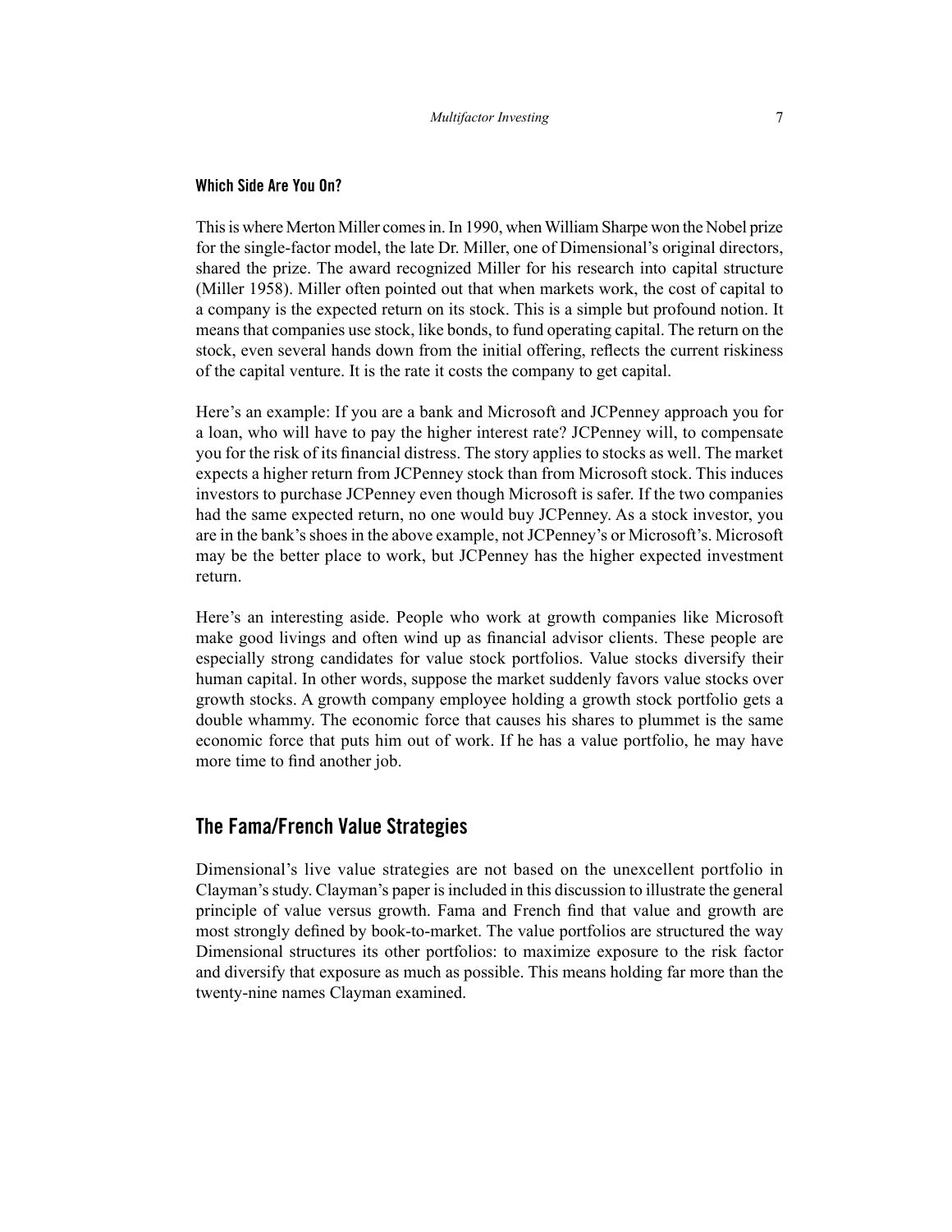### Which Side Are You On?

This is where Merton Miller comes in. In 1990, when William Sharpe won the Nobel prize for the single-factor model, the late Dr. Miller, one of Dimensional's original directors, shared the prize. The award recognized Miller for his research into capital structure (Miller 1958). Miller often pointed out that when markets work, the cost of capital to a company is the expected return on its stock. This is a simple but profound notion. It means that companies use stock, like bonds, to fund operating capital. The return on the stock, even several hands down from the initial offering, reflects the current riskiness of the capital venture. It is the rate it costs the company to get capital.

Here's an example: If you are a bank and Microsoft and JCPenney approach you for a loan, who will have to pay the higher interest rate? JCPenney will, to compensate you for the risk of its financial distress. The story applies to stocks as well. The market expects a higher return from JCPenney stock than from Microsoft stock. This induces investors to purchase JCPenney even though Microsoft is safer. If the two companies had the same expected return, no one would buy JCPenney. As a stock investor, you are in the bank's shoes in the above example, not JCPenney's or Microsoft's. Microsoft may be the better place to work, but JCPenney has the higher expected investment return.

Here's an interesting aside. People who work at growth companies like Microsoft make good livings and often wind up as financial advisor clients. These people are especially strong candidates for value stock portfolios. Value stocks diversify their human capital. In other words, suppose the market suddenly favors value stocks over growth stocks. A growth company employee holding a growth stock portfolio gets a double whammy. The economic force that causes his shares to plummet is the same economic force that puts him out of work. If he has a value portfolio, he may have more time to find another job.

## The Fama/French Value Strategies

Dimensional's live value strategies are not based on the unexcellent portfolio in Clayman's study. Clayman's paper is included in this discussion to illustrate the general principle of value versus growth. Fama and French find that value and growth are most strongly defined by book-to-market. The value portfolios are structured the way Dimensional structures its other portfolios: to maximize exposure to the risk factor and diversify that exposure as much as possible. This means holding far more than the twenty-nine names Clayman examined.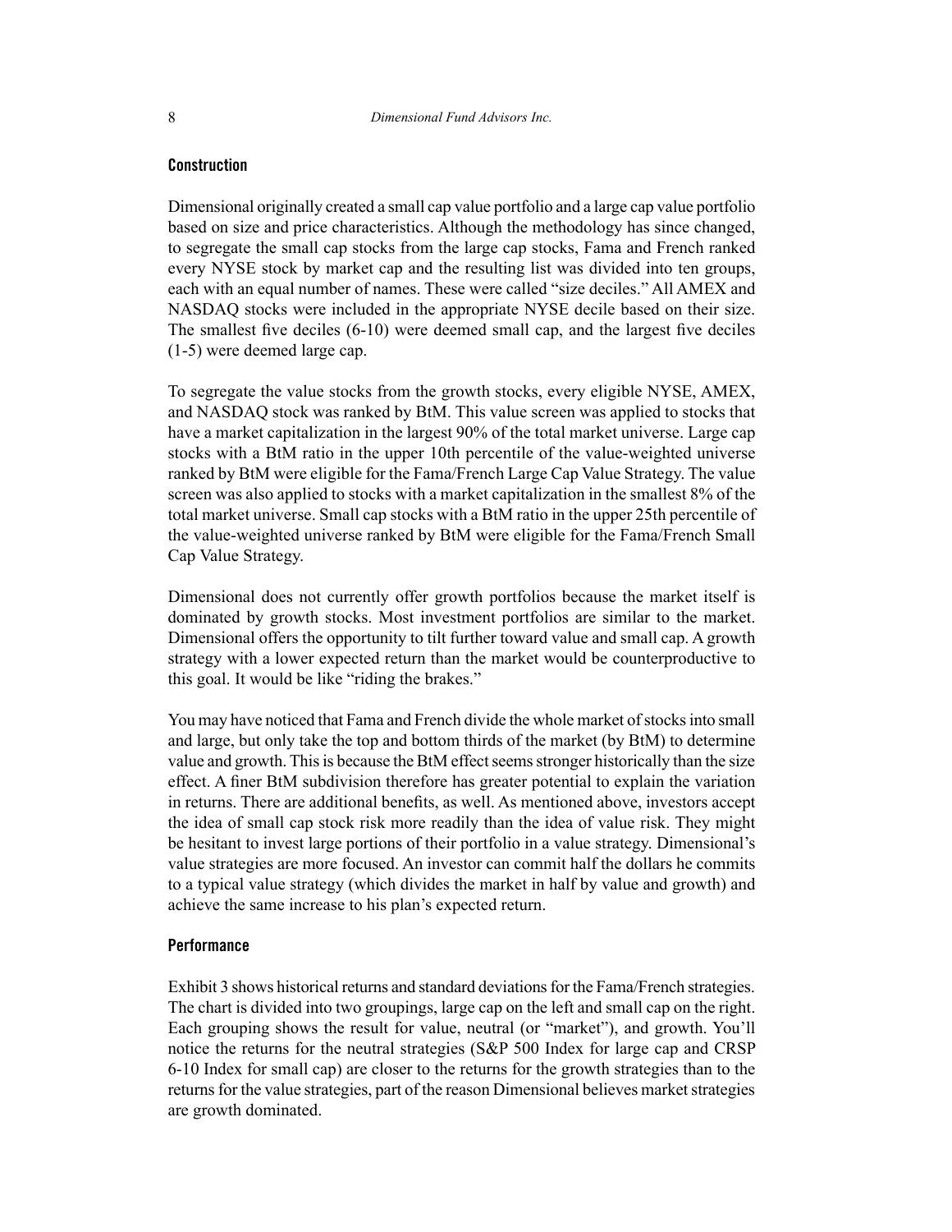## Construction

Dimensional originally created a small cap value portfolio and a large cap value portfolio based on size and price characteristics. Although the methodology has since changed, to segregate the small cap stocks from the large cap stocks, Fama and French ranked every NYSE stock by market cap and the resulting list was divided into ten groups, each with an equal number of names. These were called "size deciles." All AMEX and NASDAQ stocks were included in the appropriate NYSE decile based on their size. The smallest five deciles (6-10) were deemed small cap, and the largest five deciles (1-5) were deemed large cap.

To segregate the value stocks from the growth stocks, every eligible NYSE, AMEX, and NASDAQ stock was ranked by BtM. This value screen was applied to stocks that have a market capitalization in the largest 90% of the total market universe. Large cap stocks with a BtM ratio in the upper 10th percentile of the value-weighted universe ranked by BtM were eligible for the Fama/French Large Cap Value Strategy. The value screen was also applied to stocks with a market capitalization in the smallest 8% of the total market universe. Small cap stocks with a BtM ratio in the upper 25th percentile of the value-weighted universe ranked by BtM were eligible for the Fama/French Small Cap Value Strategy.

Dimensional does not currently offer growth portfolios because the market itself is dominated by growth stocks. Most investment portfolios are similar to the market. Dimensional offers the opportunity to tilt further toward value and small cap. A growth strategy with a lower expected return than the market would be counterproductive to this goal. It would be like "riding the brakes."

You may have noticed that Fama and French divide the whole market of stocks into small and large, but only take the top and bottom thirds of the market (by BtM) to determine value and growth. This is because the BtM effect seems stronger historically than the size effect. A finer BtM subdivision therefore has greater potential to explain the variation in returns. There are additional benefits, as well. As mentioned above, investors accept the idea of small cap stock risk more readily than the idea of value risk. They might be hesitant to invest large portions of their portfolio in a value strategy. Dimensional's value strategies are more focused. An investor can commit half the dollars he commits to a typical value strategy (which divides the market in half by value and growth) and achieve the same increase to his plan's expected return.

## Performance

Exhibit 3 shows historical returns and standard deviations for the Fama/French strategies. The chart is divided into two groupings, large cap on the left and small cap on the right. Each grouping shows the result for value, neutral (or "market"), and growth. You'll notice the returns for the neutral strategies (S&P 500 Index for large cap and CRSP 6-10 Index for small cap) are closer to the returns for the growth strategies than to the returns for the value strategies, part of the reason Dimensional believes market strategies are growth dominated.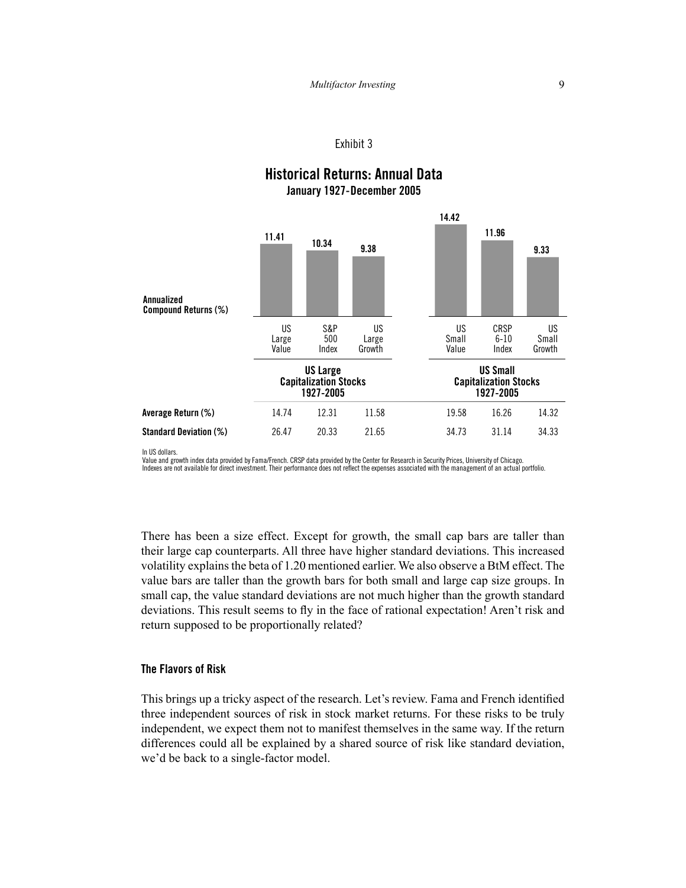Exhibit 3

## Historical Returns: Annual Data

**January 1927-December 2005**

| | US Large Capitalization Stocks 1927-2005 | | | US Small Capitalization Stocks 1927-2005 | | |
|---|---|---|---|---|---|---|
| | US Large Value | S&P 500 Index | US Large Growth | US Small Value | CRSP 6-10 Index | US Small Growth |
| **Annualized Compound Returns (%)** | 11.41 | 10.34 | 9.38 | 14.42 | 11.96 | 9.33 |
| **Average Return (%)** | 14.74 | 12.31 | 11.58 | 19.58 | 16.26 | 14.32 |
| **Standard Deviation (%)** | 26.47 | 20.33 | 21.65 | 34.73 | 31.14 | 34.33 |

In US dollars.
Value and growth index data provided by Fama/French. CRSP data provided by the Center for Research in Security Prices, University of Chicago.
Indexes are not available for direct investment. Their performance does not reflect the expenses associated with the management of an actual portfolio.

There has been a size effect. Except for growth, the small cap bars are taller than their large cap counterparts. All three have higher standard deviations. This increased volatility explains the beta of 1.20 mentioned earlier. We also observe a BtM effect. The value bars are taller than the growth bars for both small and large cap size groups. In small cap, the value standard deviations are not much higher than the growth standard deviations. This result seems to fly in the face of rational expectation! Aren't risk and return supposed to be proportionally related?

### The Flavors of Risk

This brings up a tricky aspect of the research. Let's review. Fama and French identified three independent sources of risk in stock market returns. For these risks to be truly independent, we expect them not to manifest themselves in the same way. If the return differences could all be explained by a shared source of risk like standard deviation, we'd be back to a single-factor model.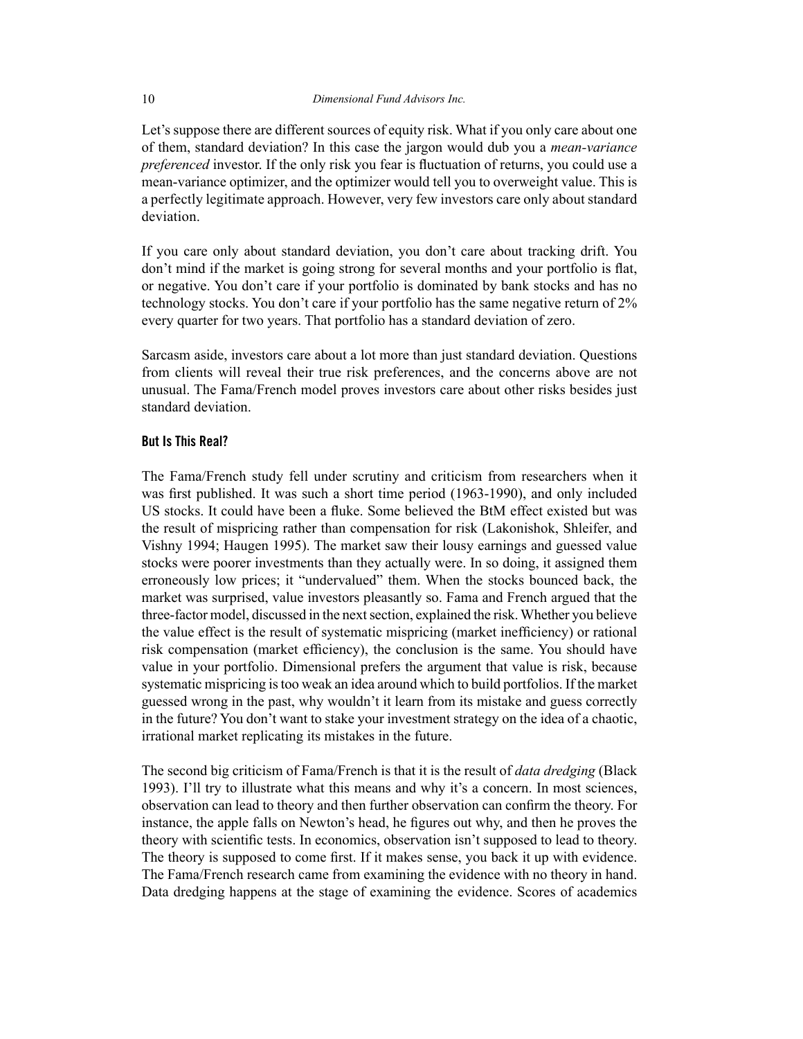Let's suppose there are different sources of equity risk. What if you only care about one of them, standard deviation? In this case the jargon would dub you a *mean-variance preferenced* investor. If the only risk you fear is fluctuation of returns, you could use a mean-variance optimizer, and the optimizer would tell you to overweight value. This is a perfectly legitimate approach. However, very few investors care only about standard deviation.

If you care only about standard deviation, you don't care about tracking drift. You don't mind if the market is going strong for several months and your portfolio is flat, or negative. You don't care if your portfolio is dominated by bank stocks and has no technology stocks. You don't care if your portfolio has the same negative return of 2% every quarter for two years. That portfolio has a standard deviation of zero.

Sarcasm aside, investors care about a lot more than just standard deviation. Questions from clients will reveal their true risk preferences, and the concerns above are not unusual. The Fama/French model proves investors care about other risks besides just standard deviation.

### But Is This Real?

The Fama/French study fell under scrutiny and criticism from researchers when it was first published. It was such a short time period (1963-1990), and only included US stocks. It could have been a fluke. Some believed the BtM effect existed but was the result of mispricing rather than compensation for risk (Lakonishok, Shleifer, and Vishny 1994; Haugen 1995). The market saw their lousy earnings and guessed value stocks were poorer investments than they actually were. In so doing, it assigned them erroneously low prices; it "undervalued" them. When the stocks bounced back, the market was surprised, value investors pleasantly so. Fama and French argued that the three-factor model, discussed in the next section, explained the risk. Whether you believe the value effect is the result of systematic mispricing (market inefficiency) or rational risk compensation (market efficiency), the conclusion is the same. You should have value in your portfolio. Dimensional prefers the argument that value is risk, because systematic mispricing is too weak an idea around which to build portfolios. If the market guessed wrong in the past, why wouldn't it learn from its mistake and guess correctly in the future? You don't want to stake your investment strategy on the idea of a chaotic, irrational market replicating its mistakes in the future.

The second big criticism of Fama/French is that it is the result of *data dredging* (Black 1993). I'll try to illustrate what this means and why it's a concern. In most sciences, observation can lead to theory and then further observation can confirm the theory. For instance, the apple falls on Newton's head, he figures out why, and then he proves the theory with scientific tests. In economics, observation isn't supposed to lead to theory. The theory is supposed to come first. If it makes sense, you back it up with evidence. The Fama/French research came from examining the evidence with no theory in hand. Data dredging happens at the stage of examining the evidence. Scores of academics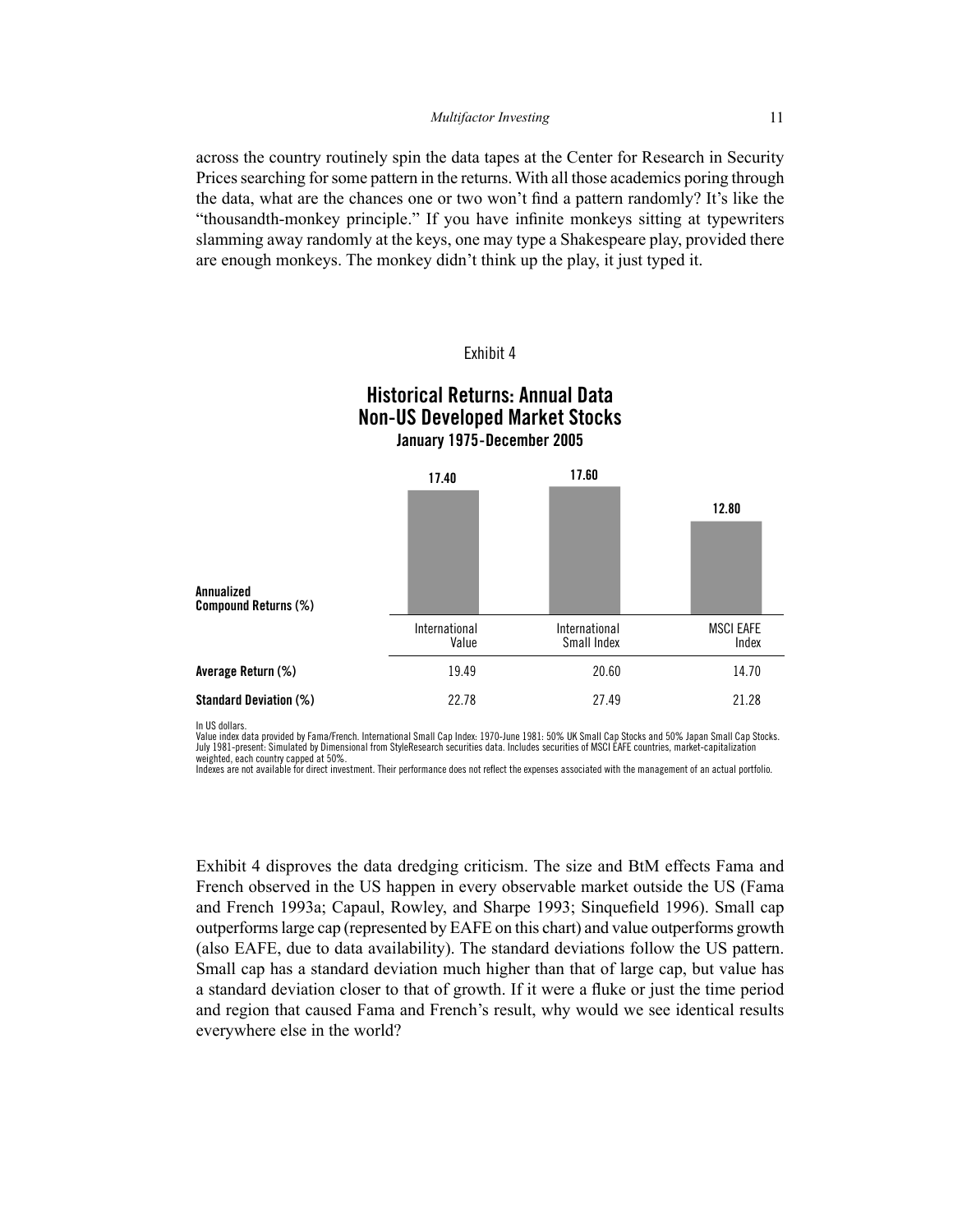across the country routinely spin the data tapes at the Center for Research in Security Prices searching for some pattern in the returns. With all those academics poring through the data, what are the chances one or two won't find a pattern randomly? It's like the "thousandth-monkey principle." If you have infinite monkeys sitting at typewriters slamming away randomly at the keys, one may type a Shakespeare play, provided there are enough monkeys. The monkey didn't think up the play, it just typed it.

Exhibit 4

**Historical Returns: Annual Data**
**Non-US Developed Market Stocks**
**January 1975-December 2005**

| | International Value | International Small Index | MSCI EAFE Index |
|---|---|---|---|
| **Annualized Compound Returns (%)** | 17.40 | 17.60 | 12.80 |
| **Average Return (%)** | 19.49 | 20.60 | 14.70 |
| **Standard Deviation (%)** | 22.78 | 27.49 | 21.28 |

In US dollars.
Value index data provided by Fama/French. International Small Cap Index: 1970-June 1981: 50% UK Small Cap Stocks and 50% Japan Small Cap Stocks. July 1981-present: Simulated by Dimensional from StyleResearch securities data. Includes securities of MSCI EAFE countries, market-capitalization weighted, each country capped at 50%.
Indexes are not available for direct investment. Their performance does not reflect the expenses associated with the management of an actual portfolio.

Exhibit 4 disproves the data dredging criticism. The size and BtM effects Fama and French observed in the US happen in every observable market outside the US (Fama and French 1993a; Capaul, Rowley, and Sharpe 1993; Sinquefield 1996). Small cap outperforms large cap (represented by EAFE on this chart) and value outperforms growth (also EAFE, due to data availability). The standard deviations follow the US pattern. Small cap has a standard deviation much higher than that of large cap, but value has a standard deviation closer to that of growth. If it were a fluke or just the time period and region that caused Fama and French's result, why would we see identical results everywhere else in the world?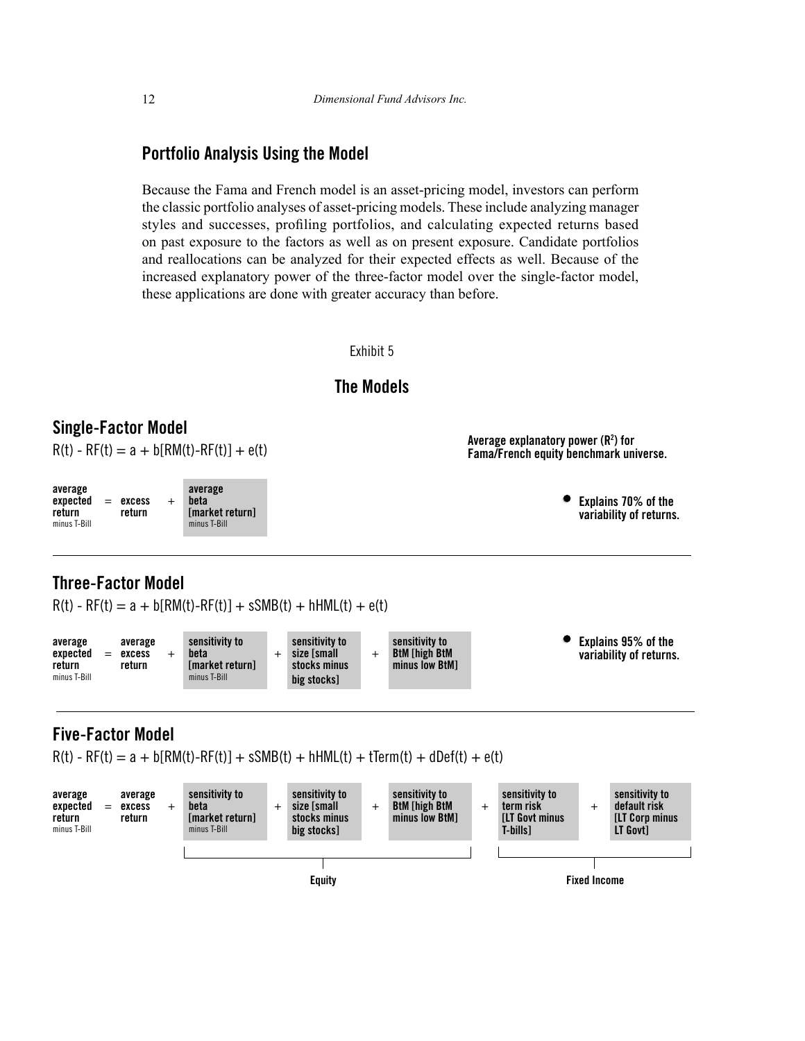## Portfolio Analysis Using the Model

Because the Fama and French model is an asset-pricing model, investors can perform the classic portfolio analyses of asset-pricing models. These include analyzing manager styles and successes, profiling portfolios, and calculating expected returns based on past exposure to the factors as well as on present exposure. Candidate portfolios and reallocations can be analyzed for their expected effects as well. Because of the increased explanatory power of the three-factor model over the single-factor model, these applications are done with greater accuracy than before.

Exhibit 5

### The Models

**Average explanatory power ($R^2$) for Fama/French equity benchmark universe.**

#### Single-Factor Model

$$R(t) - RF(t) = a + b[RM(t)-RF(t)] + e(t)$$

**average expected return** minus T-Bill = **excess return** + **average beta [market return]** minus T-Bill

- **Explains 70% of the variability of returns.**

#### Three-Factor Model

$$R(t) - RF(t) = a + b[RM(t)-RF(t)] + sSMB(t) + hHML(t) + e(t)$$

**average expected return** minus T-Bill = **average excess return** + **sensitivity to beta [market return]** minus T-Bill + **sensitivity to size [small stocks minus big stocks]** + **sensitivity to BtM [high BtM minus low BtM]**

- **Explains 95% of the variability of returns.**

#### Five-Factor Model

$$R(t) - RF(t) = a + b[RM(t)-RF(t)] + sSMB(t) + hHML(t) + tTerm(t) + dDef(t) + e(t)$$

**average expected return** minus T-Bill = **average excess return** + **sensitivity to beta [market return]** minus T-Bill + **sensitivity to size [small stocks minus big stocks]** + **sensitivity to BtM [high BtM minus low BtM]** + **sensitivity to term risk [LT Govt minus T-bills]** + **sensitivity to default risk [LT Corp minus LT Govt]**

**Equity**: sensitivity to beta, size, and BtM

**Fixed Income**: sensitivity to term risk and default risk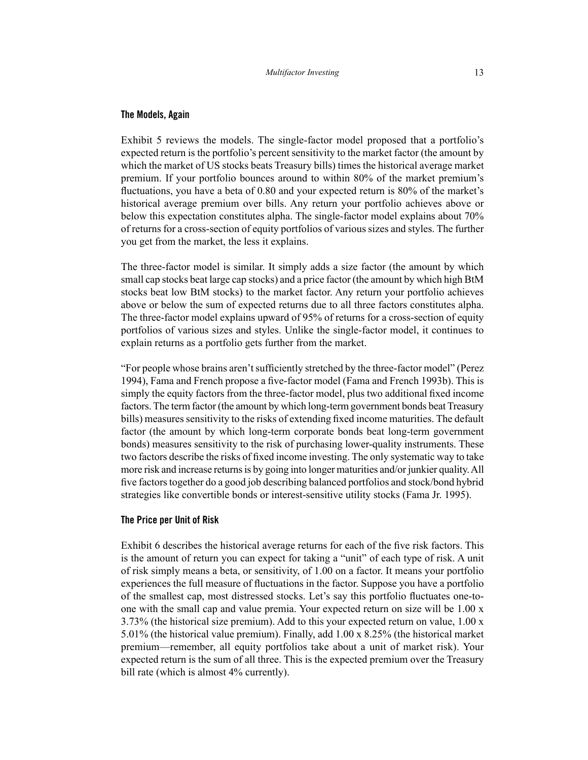## The Models, Again

Exhibit 5 reviews the models. The single-factor model proposed that a portfolio's expected return is the portfolio's percent sensitivity to the market factor (the amount by which the market of US stocks beats Treasury bills) times the historical average market premium. If your portfolio bounces around to within 80% of the market premium's fluctuations, you have a beta of 0.80 and your expected return is 80% of the market's historical average premium over bills. Any return your portfolio achieves above or below this expectation constitutes alpha. The single-factor model explains about 70% of returns for a cross-section of equity portfolios of various sizes and styles. The further you get from the market, the less it explains.

The three-factor model is similar. It simply adds a size factor (the amount by which small cap stocks beat large cap stocks) and a price factor (the amount by which high BtM stocks beat low BtM stocks) to the market factor. Any return your portfolio achieves above or below the sum of expected returns due to all three factors constitutes alpha. The three-factor model explains upward of 95% of returns for a cross-section of equity portfolios of various sizes and styles. Unlike the single-factor model, it continues to explain returns as a portfolio gets further from the market.

"For people whose brains aren't sufficiently stretched by the three-factor model" (Perez 1994), Fama and French propose a five-factor model (Fama and French 1993b). This is simply the equity factors from the three-factor model, plus two additional fixed income factors. The term factor (the amount by which long-term government bonds beat Treasury bills) measures sensitivity to the risks of extending fixed income maturities. The default factor (the amount by which long-term corporate bonds beat long-term government bonds) measures sensitivity to the risk of purchasing lower-quality instruments. These two factors describe the risks of fixed income investing. The only systematic way to take more risk and increase returns is by going into longer maturities and/or junkier quality. All five factors together do a good job describing balanced portfolios and stock/bond hybrid strategies like convertible bonds or interest-sensitive utility stocks (Fama Jr. 1995).

## The Price per Unit of Risk

Exhibit 6 describes the historical average returns for each of the five risk factors. This is the amount of return you can expect for taking a "unit" of each type of risk. A unit of risk simply means a beta, or sensitivity, of 1.00 on a factor. It means your portfolio experiences the full measure of fluctuations in the factor. Suppose you have a portfolio of the smallest cap, most distressed stocks. Let's say this portfolio fluctuates one-to-one with the small cap and value premia. Your expected return on size will be 1.00 x 3.73% (the historical size premium). Add to this your expected return on value, 1.00 x 5.01% (the historical value premium). Finally, add 1.00 x 8.25% (the historical market premium—remember, all equity portfolios take about a unit of market risk). Your expected return is the sum of all three. This is the expected premium over the Treasury bill rate (which is almost 4% currently).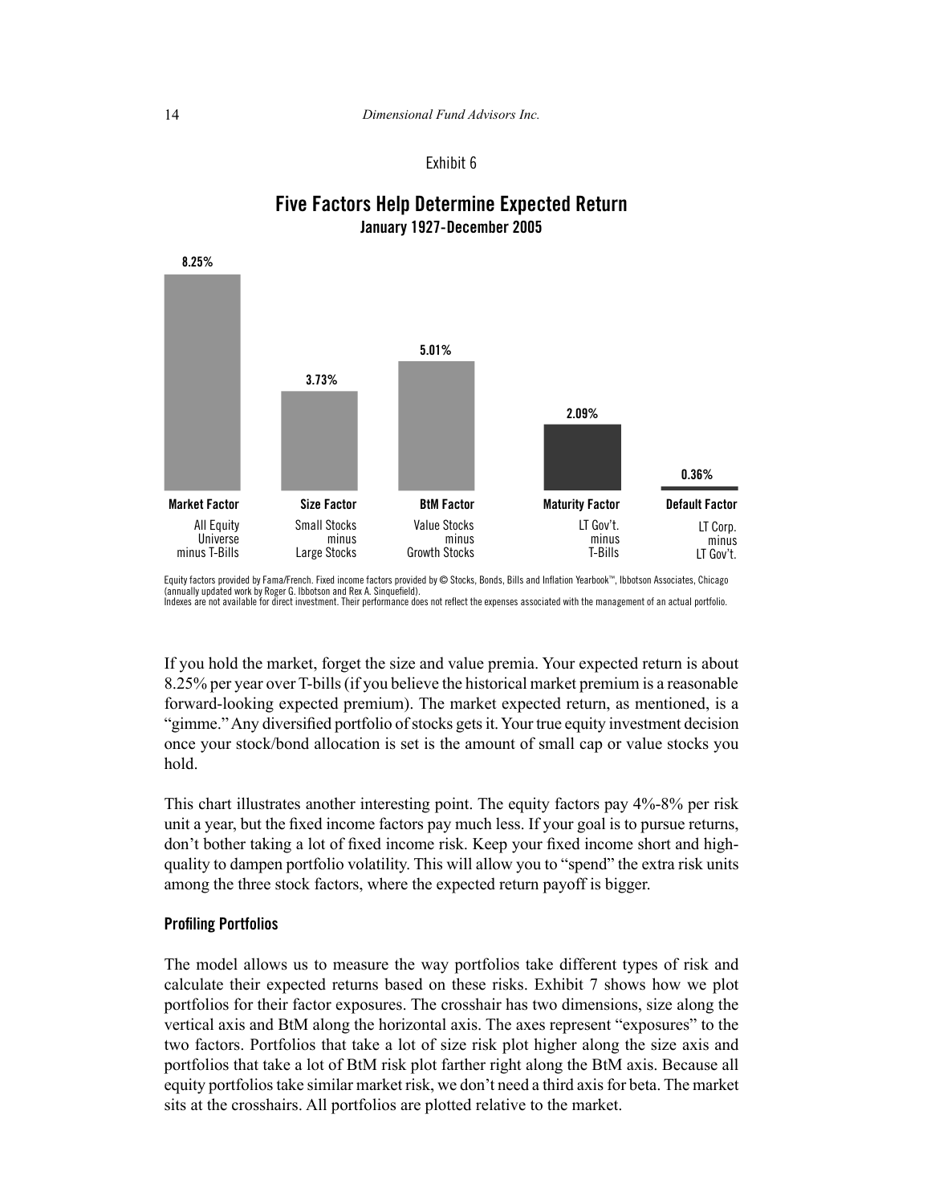Exhibit 6

**Five Factors Help Determine Expected Return**
**January 1927-December 2005**

| | Market Factor | Size Factor | BtM Factor | Maturity Factor | Default Factor |
|---|---|---|---|---|---|
| | All Equity Universe minus T-Bills | Small Stocks minus Large Stocks | Value Stocks minus Growth Stocks | LT Gov't. minus T-Bills | LT Corp. minus LT Gov't. |
| Premium | 8.25% | 3.73% | 5.01% | 2.09% | 0.36% |

Equity factors provided by Fama/French. Fixed income factors provided by © Stocks, Bonds, Bills and Inflation Yearbook™, Ibbotson Associates, Chicago (annually updated work by Roger G. Ibbotson and Rex A. Sinquefield).
Indexes are not available for direct investment. Their performance does not reflect the expenses associated with the management of an actual portfolio.

If you hold the market, forget the size and value premia. Your expected return is about 8.25% per year over T-bills (if you believe the historical market premium is a reasonable forward-looking expected premium). The market expected return, as mentioned, is a "gimme." Any diversified portfolio of stocks gets it. Your true equity investment decision once your stock/bond allocation is set is the amount of small cap or value stocks you hold.

This chart illustrates another interesting point. The equity factors pay 4%-8% per risk unit a year, but the fixed income factors pay much less. If your goal is to pursue returns, don't bother taking a lot of fixed income risk. Keep your fixed income short and high-quality to dampen portfolio volatility. This will allow you to "spend" the extra risk units among the three stock factors, where the expected return payoff is bigger.

### Profiling Portfolios

The model allows us to measure the way portfolios take different types of risk and calculate their expected returns based on these risks. Exhibit 7 shows how we plot portfolios for their factor exposures. The crosshair has two dimensions, size along the vertical axis and BtM along the horizontal axis. The axes represent "exposures" to the two factors. Portfolios that take a lot of size risk plot higher along the size axis and portfolios that take a lot of BtM risk plot farther right along the BtM axis. Because all equity portfolios take similar market risk, we don't need a third axis for beta. The market sits at the crosshairs. All portfolios are plotted relative to the market.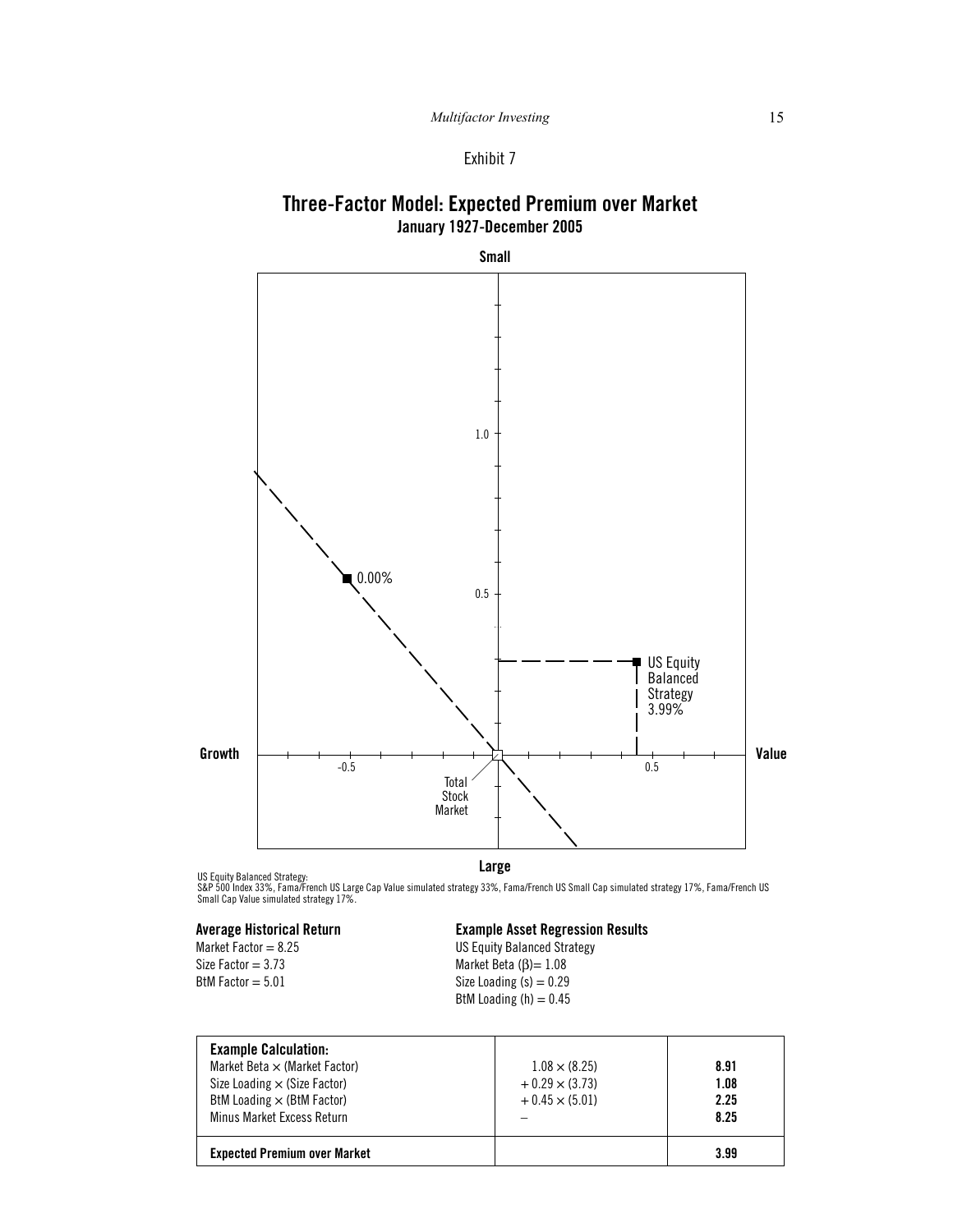Exhibit 7

## Three-Factor Model: Expected Premium over Market

**January 1927-December 2005**

Small

1.0

0.5

0.00%

US Equity Balanced Strategy 3.99%

Growth — Value

-0.5 — 0.5

Total Stock Market

Large

US Equity Balanced Strategy:
S&P 500 Index 33%, Fama/French US Large Cap Value simulated strategy 33%, Fama/French US Small Cap simulated strategy 17%, Fama/French US Small Cap Value simulated strategy 17%.

**Average Historical Return**

Market Factor = 8.25
Size Factor = 3.73
BtM Factor = 5.01

**Example Asset Regression Results**

US Equity Balanced Strategy
Market Beta ($\beta$)= 1.08
Size Loading (s) = 0.29
BtM Loading (h) = 0.45

| **Example Calculation:** | | |
|---|---|---|
| Market Beta × (Market Factor) | $1.08 \times (8.25)$ | **8.91** |
| Size Loading × (Size Factor) | $+ 0.29 \times (3.73)$ | **1.08** |
| BtM Loading × (BtM Factor) | $+ 0.45 \times (5.01)$ | **2.25** |
| Minus Market Excess Return | – | **8.25** |
| **Expected Premium over Market** | | **3.99** |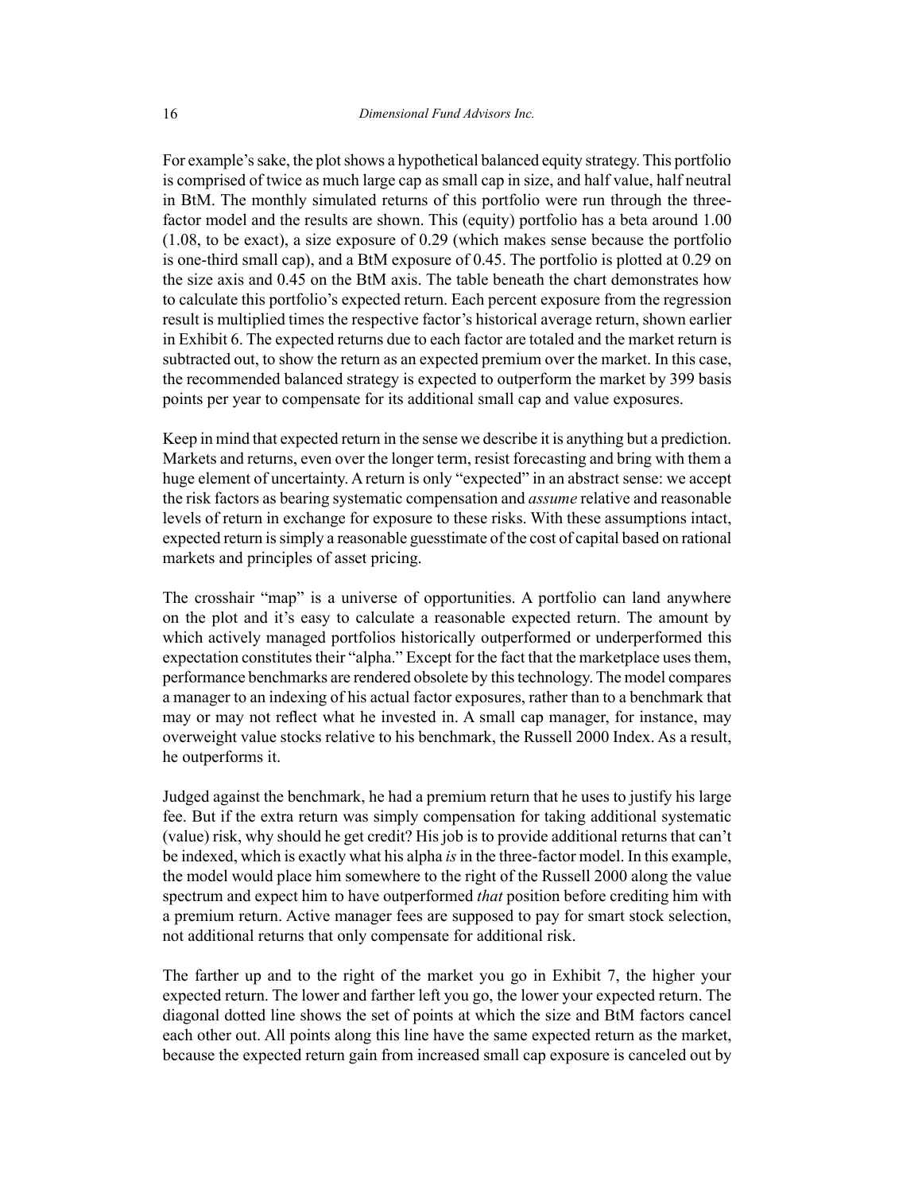For example's sake, the plot shows a hypothetical balanced equity strategy. This portfolio is comprised of twice as much large cap as small cap in size, and half value, half neutral in BtM. The monthly simulated returns of this portfolio were run through the three-factor model and the results are shown. This (equity) portfolio has a beta around 1.00 (1.08, to be exact), a size exposure of 0.29 (which makes sense because the portfolio is one-third small cap), and a BtM exposure of 0.45. The portfolio is plotted at 0.29 on the size axis and 0.45 on the BtM axis. The table beneath the chart demonstrates how to calculate this portfolio's expected return. Each percent exposure from the regression result is multiplied times the respective factor's historical average return, shown earlier in Exhibit 6. The expected returns due to each factor are totaled and the market return is subtracted out, to show the return as an expected premium over the market. In this case, the recommended balanced strategy is expected to outperform the market by 399 basis points per year to compensate for its additional small cap and value exposures.

Keep in mind that expected return in the sense we describe it is anything but a prediction. Markets and returns, even over the longer term, resist forecasting and bring with them a huge element of uncertainty. A return is only "expected" in an abstract sense: we accept the risk factors as bearing systematic compensation and *assume* relative and reasonable levels of return in exchange for exposure to these risks. With these assumptions intact, expected return is simply a reasonable guesstimate of the cost of capital based on rational markets and principles of asset pricing.

The crosshair "map" is a universe of opportunities. A portfolio can land anywhere on the plot and it's easy to calculate a reasonable expected return. The amount by which actively managed portfolios historically outperformed or underperformed this expectation constitutes their "alpha." Except for the fact that the marketplace uses them, performance benchmarks are rendered obsolete by this technology. The model compares a manager to an indexing of his actual factor exposures, rather than to a benchmark that may or may not reflect what he invested in. A small cap manager, for instance, may overweight value stocks relative to his benchmark, the Russell 2000 Index. As a result, he outperforms it.

Judged against the benchmark, he had a premium return that he uses to justify his large fee. But if the extra return was simply compensation for taking additional systematic (value) risk, why should he get credit? His job is to provide additional returns that can't be indexed, which is exactly what his alpha *is* in the three-factor model. In this example, the model would place him somewhere to the right of the Russell 2000 along the value spectrum and expect him to have outperformed *that* position before crediting him with a premium return. Active manager fees are supposed to pay for smart stock selection, not additional returns that only compensate for additional risk.

The farther up and to the right of the market you go in Exhibit 7, the higher your expected return. The lower and farther left you go, the lower your expected return. The diagonal dotted line shows the set of points at which the size and BtM factors cancel each other out. All points along this line have the same expected return as the market, because the expected return gain from increased small cap exposure is canceled out by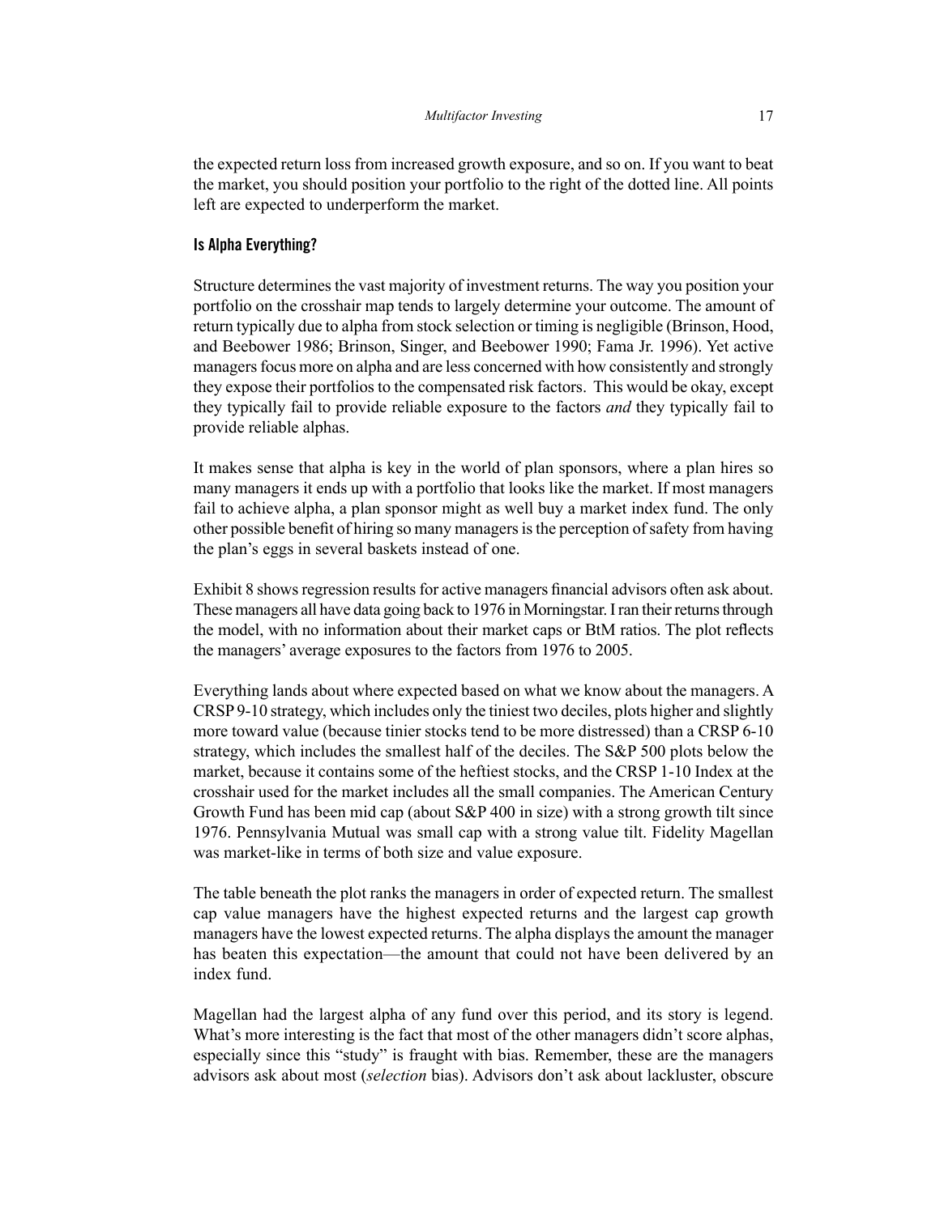the expected return loss from increased growth exposure, and so on. If you want to beat the market, you should position your portfolio to the right of the dotted line. All points left are expected to underperform the market.

### Is Alpha Everything?

Structure determines the vast majority of investment returns. The way you position your portfolio on the crosshair map tends to largely determine your outcome. The amount of return typically due to alpha from stock selection or timing is negligible (Brinson, Hood, and Beebower 1986; Brinson, Singer, and Beebower 1990; Fama Jr. 1996). Yet active managers focus more on alpha and are less concerned with how consistently and strongly they expose their portfolios to the compensated risk factors. This would be okay, except they typically fail to provide reliable exposure to the factors *and* they typically fail to provide reliable alphas.

It makes sense that alpha is key in the world of plan sponsors, where a plan hires so many managers it ends up with a portfolio that looks like the market. If most managers fail to achieve alpha, a plan sponsor might as well buy a market index fund. The only other possible benefit of hiring so many managers is the perception of safety from having the plan's eggs in several baskets instead of one.

Exhibit 8 shows regression results for active managers financial advisors often ask about. These managers all have data going back to 1976 in Morningstar. I ran their returns through the model, with no information about their market caps or BtM ratios. The plot reflects the managers' average exposures to the factors from 1976 to 2005.

Everything lands about where expected based on what we know about the managers. A CRSP 9-10 strategy, which includes only the tiniest two deciles, plots higher and slightly more toward value (because tinier stocks tend to be more distressed) than a CRSP 6-10 strategy, which includes the smallest half of the deciles. The S&P 500 plots below the market, because it contains some of the heftiest stocks, and the CRSP 1-10 Index at the crosshair used for the market includes all the small companies. The American Century Growth Fund has been mid cap (about S&P 400 in size) with a strong growth tilt since 1976. Pennsylvania Mutual was small cap with a strong value tilt. Fidelity Magellan was market-like in terms of both size and value exposure.

The table beneath the plot ranks the managers in order of expected return. The smallest cap value managers have the highest expected returns and the largest cap growth managers have the lowest expected returns. The alpha displays the amount the manager has beaten this expectation—the amount that could not have been delivered by an index fund.

Magellan had the largest alpha of any fund over this period, and its story is legend. What's more interesting is the fact that most of the other managers didn't score alphas, especially since this "study" is fraught with bias. Remember, these are the managers advisors ask about most (*selection* bias). Advisors don't ask about lackluster, obscure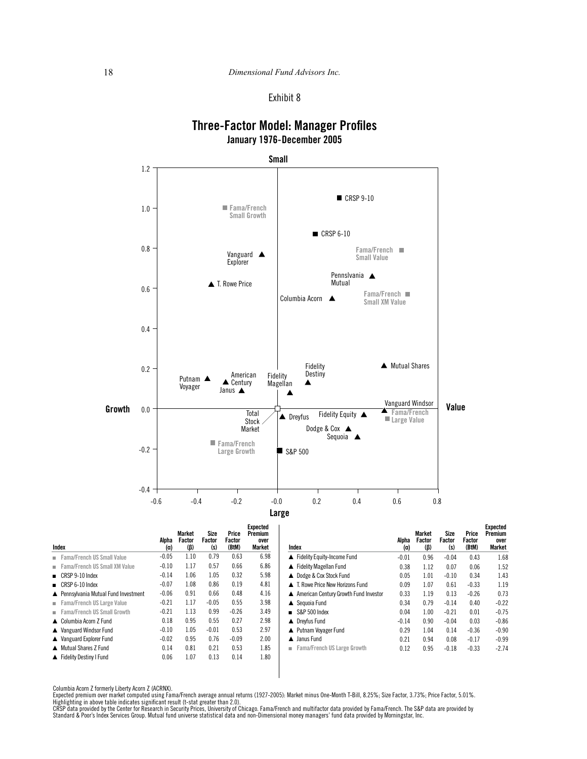Exhibit 8

## Three-Factor Model: Manager Profiles
### January 1976-December 2005

| Index | Alpha (α) | Market Factor (β) | Size Factor (s) | Price Factor (BtM) | Expected Premium over Market |
|---|---|---|---|---|---|
| ■ Fama/French US Small Value | -0.05 | 1.10 | 0.79 | 0.63 | 6.98 |
| ■ Fama/French US Small XM Value | -0.10 | 1.17 | 0.57 | 0.66 | 6.86 |
| ■ CRSP 9-10 Index | -0.14 | 1.06 | 1.05 | 0.32 | 5.98 |
| ■ CRSP 6-10 Index | -0.07 | 1.08 | 0.86 | 0.19 | 4.81 |
| ▲ Pennsylvania Mutual Fund Investment | -0.06 | 0.91 | 0.66 | 0.48 | 4.16 |
| ■ Fama/French US Large Value | -0.21 | 1.17 | -0.05 | 0.55 | 3.98 |
| ■ Fama/French US Small Growth | -0.21 | 1.13 | 0.99 | -0.26 | 3.49 |
| ▲ Columbia Acorn Z Fund | 0.18 | 0.95 | 0.55 | 0.27 | 2.98 |
| ▲ Vanguard Windsor Fund | -0.10 | 1.05 | -0.01 | 0.53 | 2.97 |
| ▲ Vanguard Explorer Fund | -0.02 | 0.95 | 0.76 | -0.09 | 2.00 |
| ▲ Mutual Shares Z Fund | 0.14 | 0.81 | 0.21 | 0.53 | 1.85 |
| ▲ Fidelity Destiny I Fund | 0.06 | 1.07 | 0.13 | 0.14 | 1.80 |
| ▲ Fidelity Equity-Income Fund | -0.01 | 0.96 | -0.04 | 0.43 | 1.68 |
| ▲ Fidelity Magellan Fund | 0.38 | 1.12 | 0.07 | 0.06 | 1.52 |
| ▲ Dodge & Cox Stock Fund | 0.05 | 1.01 | -0.10 | 0.34 | 1.43 |
| ▲ T. Rowe Price New Horizons Fund | 0.09 | 1.07 | 0.61 | -0.33 | 1.19 |
| ▲ American Century Growth Fund Investor | 0.33 | 1.19 | 0.13 | -0.26 | 0.73 |
| ▲ Sequoia Fund | 0.34 | 0.79 | -0.14 | 0.40 | -0.22 |
| ■ S&P 500 Index | 0.04 | 1.00 | -0.21 | 0.01 | -0.75 |
| ▲ Dreyfus Fund | -0.14 | 0.90 | -0.04 | 0.03 | -0.86 |
| ▲ Putnam Voyager Fund | 0.29 | 1.04 | 0.14 | -0.36 | -0.90 |
| ▲ Janus Fund | 0.21 | 0.94 | 0.08 | -0.17 | -0.99 |
| ■ Fama/French US Large Growth | 0.12 | 0.95 | -0.18 | -0.33 | -2.74 |

Columbia Acorn Z formerly Liberty Acorn Z (ACRNX).
Expected premium over market computed using Fama/French average annual returns (1927-2005): Market minus One-Month T-Bill, 8.25%; Size Factor, 3.73%; Price Factor, 5.01%.
Highlighting in above table indicates significant result (t-stat greater than 2.0).
CRSP data provided by the Center for Research in Security Prices, University of Chicago. Fama/French and multifactor data provided by Fama/French. The S&P data are provided by Standard & Poor's Index Services Group. Mutual fund universe statistical data and non-Dimensional money managers' fund data provided by Morningstar, Inc.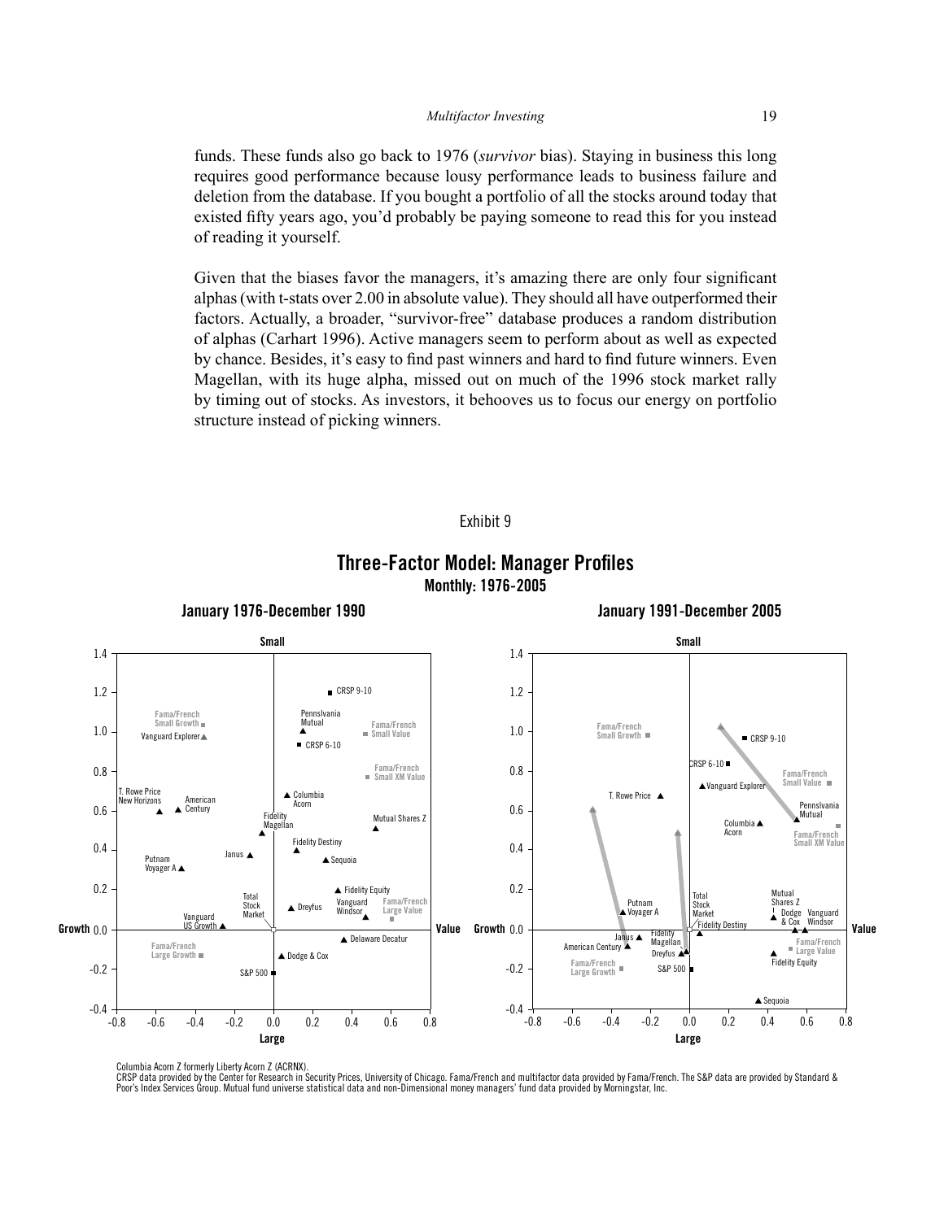funds. These funds also go back to 1976 (*survivor* bias). Staying in business this long requires good performance because lousy performance leads to business failure and deletion from the database. If you bought a portfolio of all the stocks around today that existed fifty years ago, you'd probably be paying someone to read this for you instead of reading it yourself.

Given that the biases favor the managers, it's amazing there are only four significant alphas (with t-stats over 2.00 in absolute value). They should all have outperformed their factors. Actually, a broader, "survivor-free" database produces a random distribution of alphas (Carhart 1996). Active managers seem to perform about as well as expected by chance. Besides, it's easy to find past winners and hard to find future winners. Even Magellan, with its huge alpha, missed out on much of the 1996 stock market rally by timing out of stocks. As investors, it behooves us to focus our energy on portfolio structure instead of picking winners.

Exhibit 9

## Three-Factor Model: Manager Profiles

**Monthly: 1976-2005**

**January 1976-December 1990**

**January 1991-December 2005**

Columbia Acorn Z formerly Liberty Acorn Z (ACRNX).
CRSP data provided by the Center for Research in Security Prices, University of Chicago. Fama/French and multifactor data provided by Fama/French. The S&P data are provided by Standard & Poor's Index Services Group. Mutual fund universe statistical data and non-Dimensional money managers' fund data provided by Morningstar, Inc.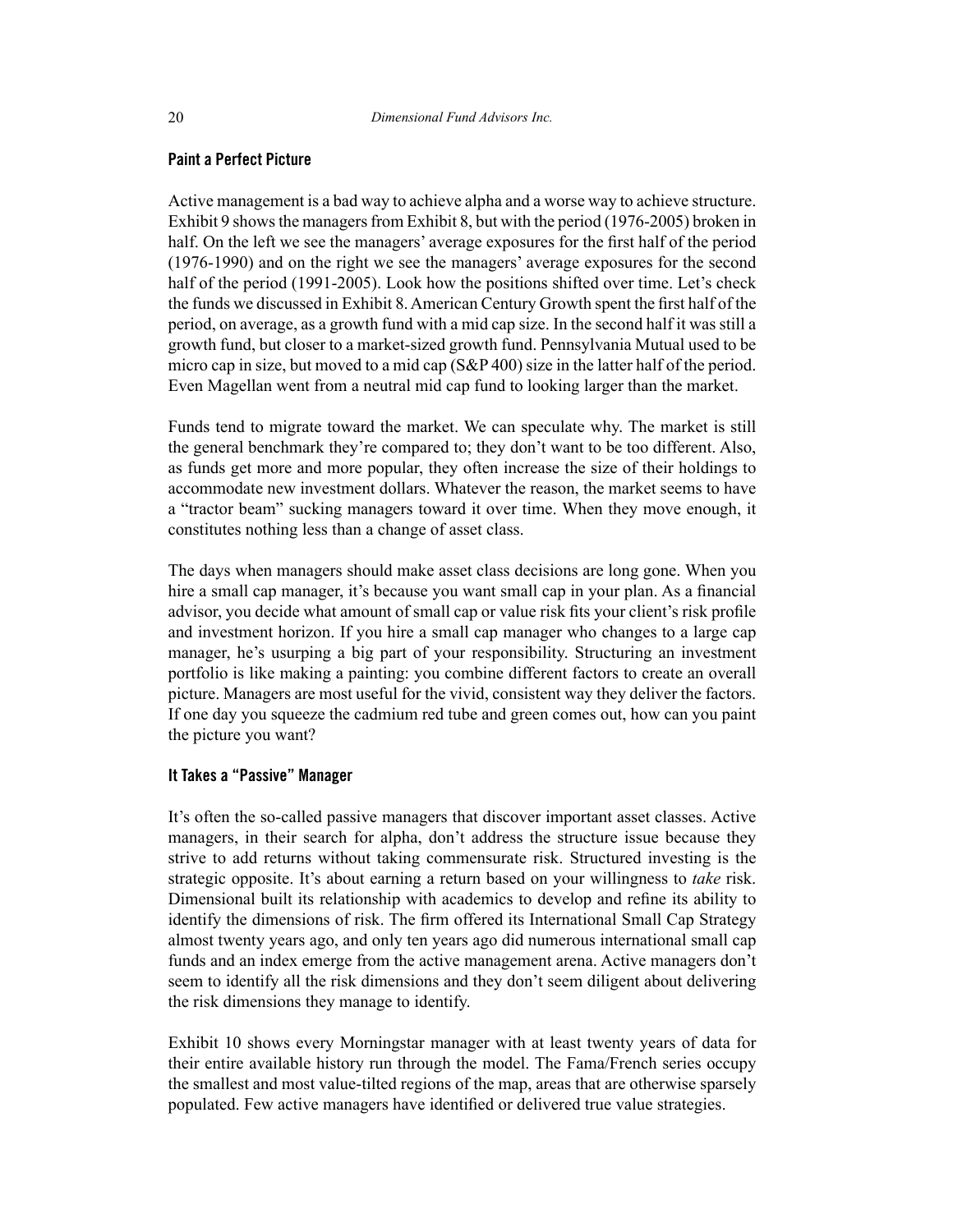### Paint a Perfect Picture

Active management is a bad way to achieve alpha and a worse way to achieve structure. Exhibit 9 shows the managers from Exhibit 8, but with the period (1976-2005) broken in half. On the left we see the managers' average exposures for the first half of the period (1976-1990) and on the right we see the managers' average exposures for the second half of the period (1991-2005). Look how the positions shifted over time. Let's check the funds we discussed in Exhibit 8. American Century Growth spent the first half of the period, on average, as a growth fund with a mid cap size. In the second half it was still a growth fund, but closer to a market-sized growth fund. Pennsylvania Mutual used to be micro cap in size, but moved to a mid cap (S&P 400) size in the latter half of the period. Even Magellan went from a neutral mid cap fund to looking larger than the market.

Funds tend to migrate toward the market. We can speculate why. The market is still the general benchmark they're compared to; they don't want to be too different. Also, as funds get more and more popular, they often increase the size of their holdings to accommodate new investment dollars. Whatever the reason, the market seems to have a "tractor beam" sucking managers toward it over time. When they move enough, it constitutes nothing less than a change of asset class.

The days when managers should make asset class decisions are long gone. When you hire a small cap manager, it's because you want small cap in your plan. As a financial advisor, you decide what amount of small cap or value risk fits your client's risk profile and investment horizon. If you hire a small cap manager who changes to a large cap manager, he's usurping a big part of your responsibility. Structuring an investment portfolio is like making a painting: you combine different factors to create an overall picture. Managers are most useful for the vivid, consistent way they deliver the factors. If one day you squeeze the cadmium red tube and green comes out, how can you paint the picture you want?

### It Takes a "Passive" Manager

It's often the so-called passive managers that discover important asset classes. Active managers, in their search for alpha, don't address the structure issue because they strive to add returns without taking commensurate risk. Structured investing is the strategic opposite. It's about earning a return based on your willingness to *take* risk. Dimensional built its relationship with academics to develop and refine its ability to identify the dimensions of risk. The firm offered its International Small Cap Strategy almost twenty years ago, and only ten years ago did numerous international small cap funds and an index emerge from the active management arena. Active managers don't seem to identify all the risk dimensions and they don't seem diligent about delivering the risk dimensions they manage to identify.

Exhibit 10 shows every Morningstar manager with at least twenty years of data for their entire available history run through the model. The Fama/French series occupy the smallest and most value-tilted regions of the map, areas that are otherwise sparsely populated. Few active managers have identified or delivered true value strategies.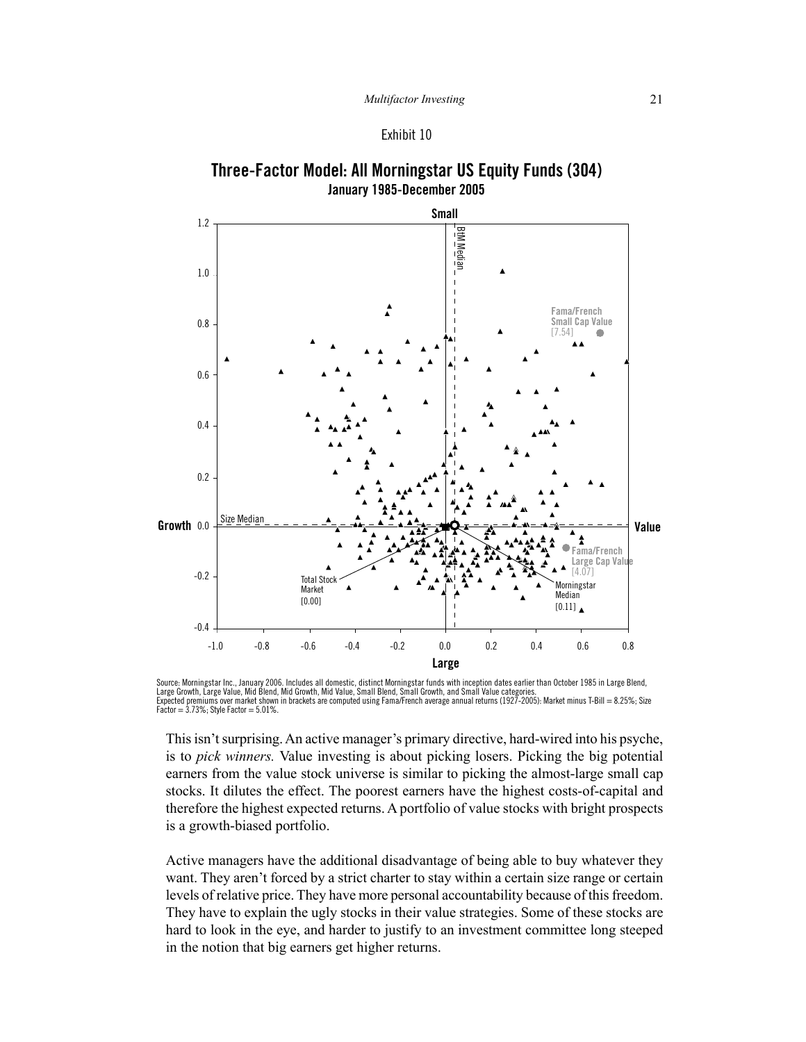Exhibit 10

## Three-Factor Model: All Morningstar US Equity Funds (304)

**January 1985-December 2005**

Source: Morningstar Inc., January 2006. Includes all domestic, distinct Morningstar funds with inception dates earlier than October 1985 in Large Blend, Large Growth, Large Value, Mid Blend, Mid Growth, Mid Value, Small Blend, Small Growth, and Small Value categories.
Expected premiums over market shown in brackets are computed using Fama/French average annual returns (1927-2005): Market minus T-Bill = 8.25%; Size Factor = 3.73%; Style Factor = 5.01%.

This isn't surprising. An active manager's primary directive, hard-wired into his psyche, is to *pick winners.* Value investing is about picking losers. Picking the big potential earners from the value stock universe is similar to picking the almost-large small cap stocks. It dilutes the effect. The poorest earners have the highest costs-of-capital and therefore the highest expected returns. A portfolio of value stocks with bright prospects is a growth-biased portfolio.

Active managers have the additional disadvantage of being able to buy whatever they want. They aren't forced by a strict charter to stay within a certain size range or certain levels of relative price. They have more personal accountability because of this freedom. They have to explain the ugly stocks in their value strategies. Some of these stocks are hard to look in the eye, and harder to justify to an investment committee long steeped in the notion that big earners get higher returns.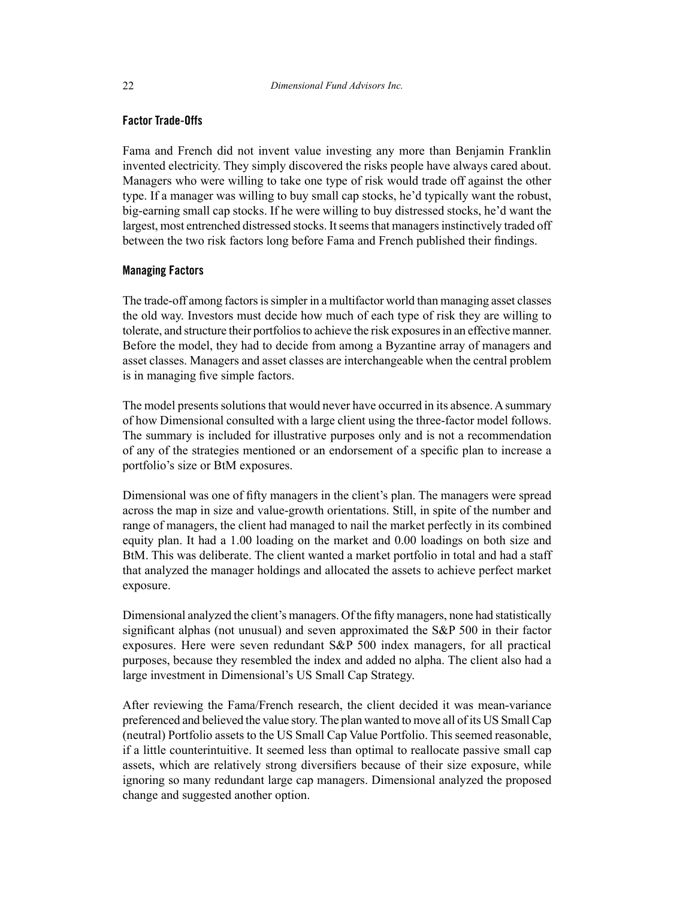### Factor Trade-Offs

Fama and French did not invent value investing any more than Benjamin Franklin invented electricity. They simply discovered the risks people have always cared about. Managers who were willing to take one type of risk would trade off against the other type. If a manager was willing to buy small cap stocks, he'd typically want the robust, big-earning small cap stocks. If he were willing to buy distressed stocks, he'd want the largest, most entrenched distressed stocks. It seems that managers instinctively traded off between the two risk factors long before Fama and French published their findings.

### Managing Factors

The trade-off among factors is simpler in a multifactor world than managing asset classes the old way. Investors must decide how much of each type of risk they are willing to tolerate, and structure their portfolios to achieve the risk exposures in an effective manner. Before the model, they had to decide from among a Byzantine array of managers and asset classes. Managers and asset classes are interchangeable when the central problem is in managing five simple factors.

The model presents solutions that would never have occurred in its absence. A summary of how Dimensional consulted with a large client using the three-factor model follows. The summary is included for illustrative purposes only and is not a recommendation of any of the strategies mentioned or an endorsement of a specific plan to increase a portfolio's size or BtM exposures.

Dimensional was one of fifty managers in the client's plan. The managers were spread across the map in size and value-growth orientations. Still, in spite of the number and range of managers, the client had managed to nail the market perfectly in its combined equity plan. It had a 1.00 loading on the market and 0.00 loadings on both size and BtM. This was deliberate. The client wanted a market portfolio in total and had a staff that analyzed the manager holdings and allocated the assets to achieve perfect market exposure.

Dimensional analyzed the client's managers. Of the fifty managers, none had statistically significant alphas (not unusual) and seven approximated the S&P 500 in their factor exposures. Here were seven redundant S&P 500 index managers, for all practical purposes, because they resembled the index and added no alpha. The client also had a large investment in Dimensional's US Small Cap Strategy.

After reviewing the Fama/French research, the client decided it was mean-variance preferenced and believed the value story. The plan wanted to move all of its US Small Cap (neutral) Portfolio assets to the US Small Cap Value Portfolio. This seemed reasonable, if a little counterintuitive. It seemed less than optimal to reallocate passive small cap assets, which are relatively strong diversifiers because of their size exposure, while ignoring so many redundant large cap managers. Dimensional analyzed the proposed change and suggested another option.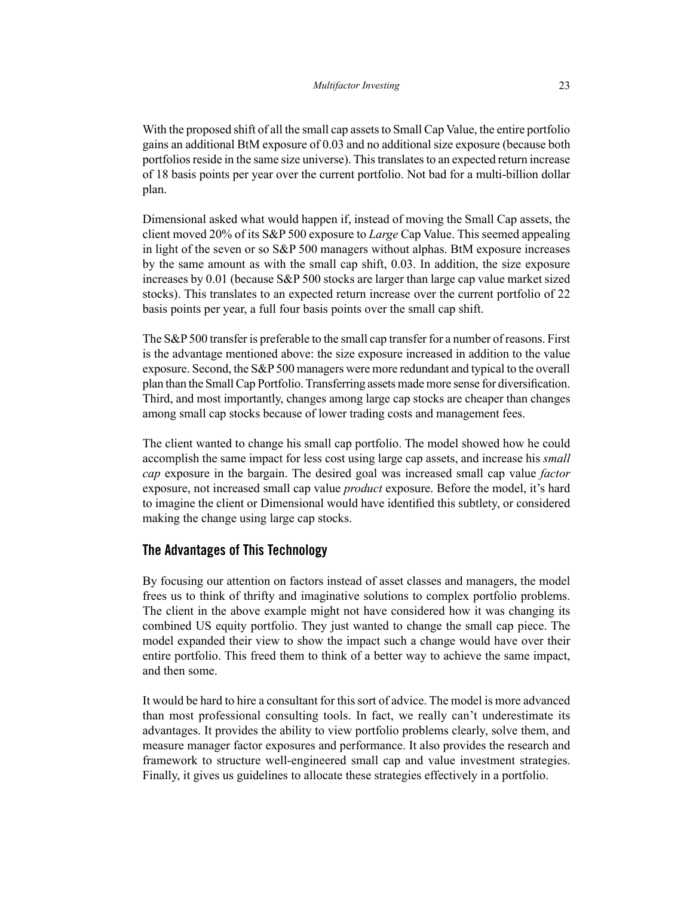With the proposed shift of all the small cap assets to Small Cap Value, the entire portfolio gains an additional BtM exposure of 0.03 and no additional size exposure (because both portfolios reside in the same size universe). This translates to an expected return increase of 18 basis points per year over the current portfolio. Not bad for a multi-billion dollar plan.

Dimensional asked what would happen if, instead of moving the Small Cap assets, the client moved 20% of its S&P 500 exposure to *Large* Cap Value. This seemed appealing in light of the seven or so S&P 500 managers without alphas. BtM exposure increases by the same amount as with the small cap shift, 0.03. In addition, the size exposure increases by 0.01 (because S&P 500 stocks are larger than large cap value market sized stocks). This translates to an expected return increase over the current portfolio of 22 basis points per year, a full four basis points over the small cap shift.

The S&P 500 transfer is preferable to the small cap transfer for a number of reasons. First is the advantage mentioned above: the size exposure increased in addition to the value exposure. Second, the S&P 500 managers were more redundant and typical to the overall plan than the Small Cap Portfolio. Transferring assets made more sense for diversification. Third, and most importantly, changes among large cap stocks are cheaper than changes among small cap stocks because of lower trading costs and management fees.

The client wanted to change his small cap portfolio. The model showed how he could accomplish the same impact for less cost using large cap assets, and increase his *small cap* exposure in the bargain. The desired goal was increased small cap value *factor* exposure, not increased small cap value *product* exposure. Before the model, it's hard to imagine the client or Dimensional would have identified this subtlety, or considered making the change using large cap stocks.

## The Advantages of This Technology

By focusing our attention on factors instead of asset classes and managers, the model frees us to think of thrifty and imaginative solutions to complex portfolio problems. The client in the above example might not have considered how it was changing its combined US equity portfolio. They just wanted to change the small cap piece. The model expanded their view to show the impact such a change would have over their entire portfolio. This freed them to think of a better way to achieve the same impact, and then some.

It would be hard to hire a consultant for this sort of advice. The model is more advanced than most professional consulting tools. In fact, we really can't underestimate its advantages. It provides the ability to view portfolio problems clearly, solve them, and measure manager factor exposures and performance. It also provides the research and framework to structure well-engineered small cap and value investment strategies. Finally, it gives us guidelines to allocate these strategies effectively in a portfolio.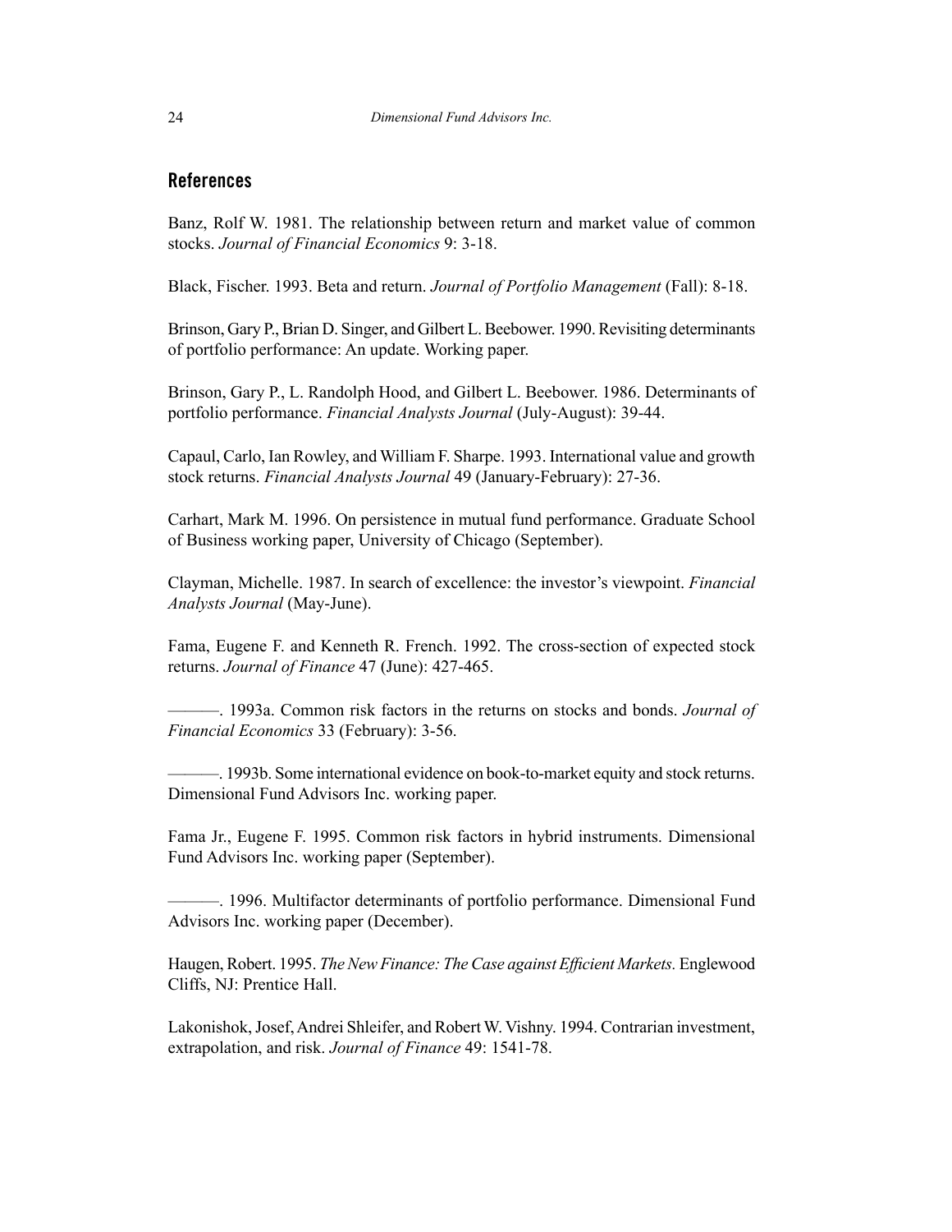## References

Banz, Rolf W. 1981. The relationship between return and market value of common stocks. *Journal of Financial Economics* 9: 3-18.

Black, Fischer. 1993. Beta and return. *Journal of Portfolio Management* (Fall): 8-18.

Brinson, Gary P., Brian D. Singer, and Gilbert L. Beebower. 1990. Revisiting determinants of portfolio performance: An update. Working paper.

Brinson, Gary P., L. Randolph Hood, and Gilbert L. Beebower. 1986. Determinants of portfolio performance. *Financial Analysts Journal* (July-August): 39-44.

Capaul, Carlo, Ian Rowley, and William F. Sharpe. 1993. International value and growth stock returns. *Financial Analysts Journal* 49 (January-February): 27-36.

Carhart, Mark M. 1996. On persistence in mutual fund performance. Graduate School of Business working paper, University of Chicago (September).

Clayman, Michelle. 1987. In search of excellence: the investor's viewpoint. *Financial Analysts Journal* (May-June).

Fama, Eugene F. and Kenneth R. French. 1992. The cross-section of expected stock returns. *Journal of Finance* 47 (June): 427-465.

———. 1993a. Common risk factors in the returns on stocks and bonds. *Journal of Financial Economics* 33 (February): 3-56.

———. 1993b. Some international evidence on book-to-market equity and stock returns. Dimensional Fund Advisors Inc. working paper.

Fama Jr., Eugene F. 1995. Common risk factors in hybrid instruments. Dimensional Fund Advisors Inc. working paper (September).

———. 1996. Multifactor determinants of portfolio performance. Dimensional Fund Advisors Inc. working paper (December).

Haugen, Robert. 1995. *The New Finance: The Case against Efficient Markets.* Englewood Cliffs, NJ: Prentice Hall.

Lakonishok, Josef, Andrei Shleifer, and Robert W. Vishny. 1994. Contrarian investment, extrapolation, and risk. *Journal of Finance* 49: 1541-78.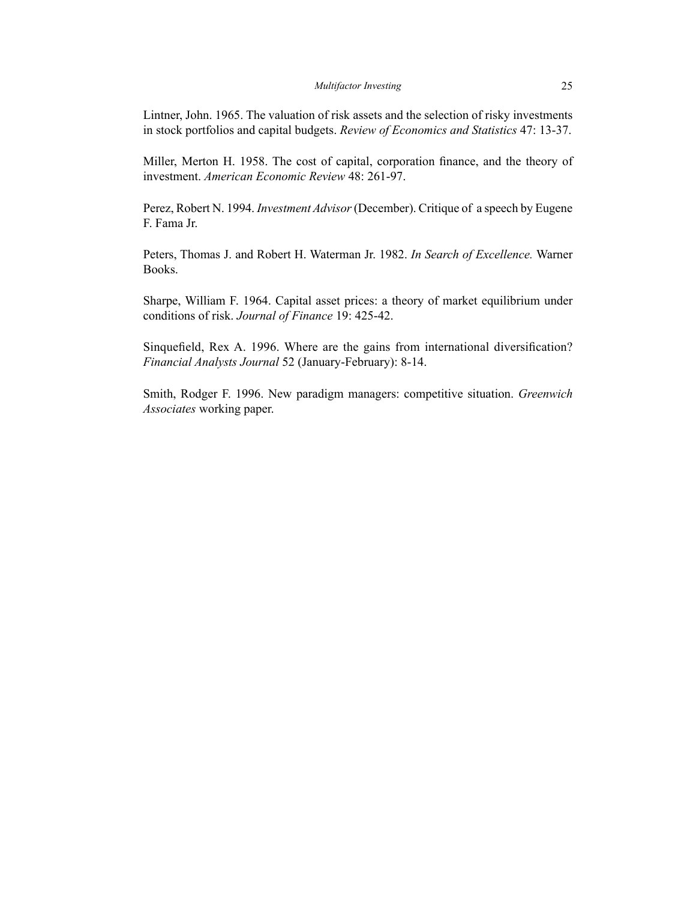Lintner, John. 1965. The valuation of risk assets and the selection of risky investments in stock portfolios and capital budgets. *Review of Economics and Statistics* 47: 13-37.

Miller, Merton H. 1958. The cost of capital, corporation finance, and the theory of investment. *American Economic Review* 48: 261-97.

Perez, Robert N. 1994. *Investment Advisor* (December). Critique of a speech by Eugene F. Fama Jr.

Peters, Thomas J. and Robert H. Waterman Jr. 1982. *In Search of Excellence.* Warner Books.

Sharpe, William F. 1964. Capital asset prices: a theory of market equilibrium under conditions of risk. *Journal of Finance* 19: 425-42.

Sinquefield, Rex A. 1996. Where are the gains from international diversification? *Financial Analysts Journal* 52 (January-February): 8-14.

Smith, Rodger F. 1996. New paradigm managers: competitive situation. *Greenwich Associates* working paper.